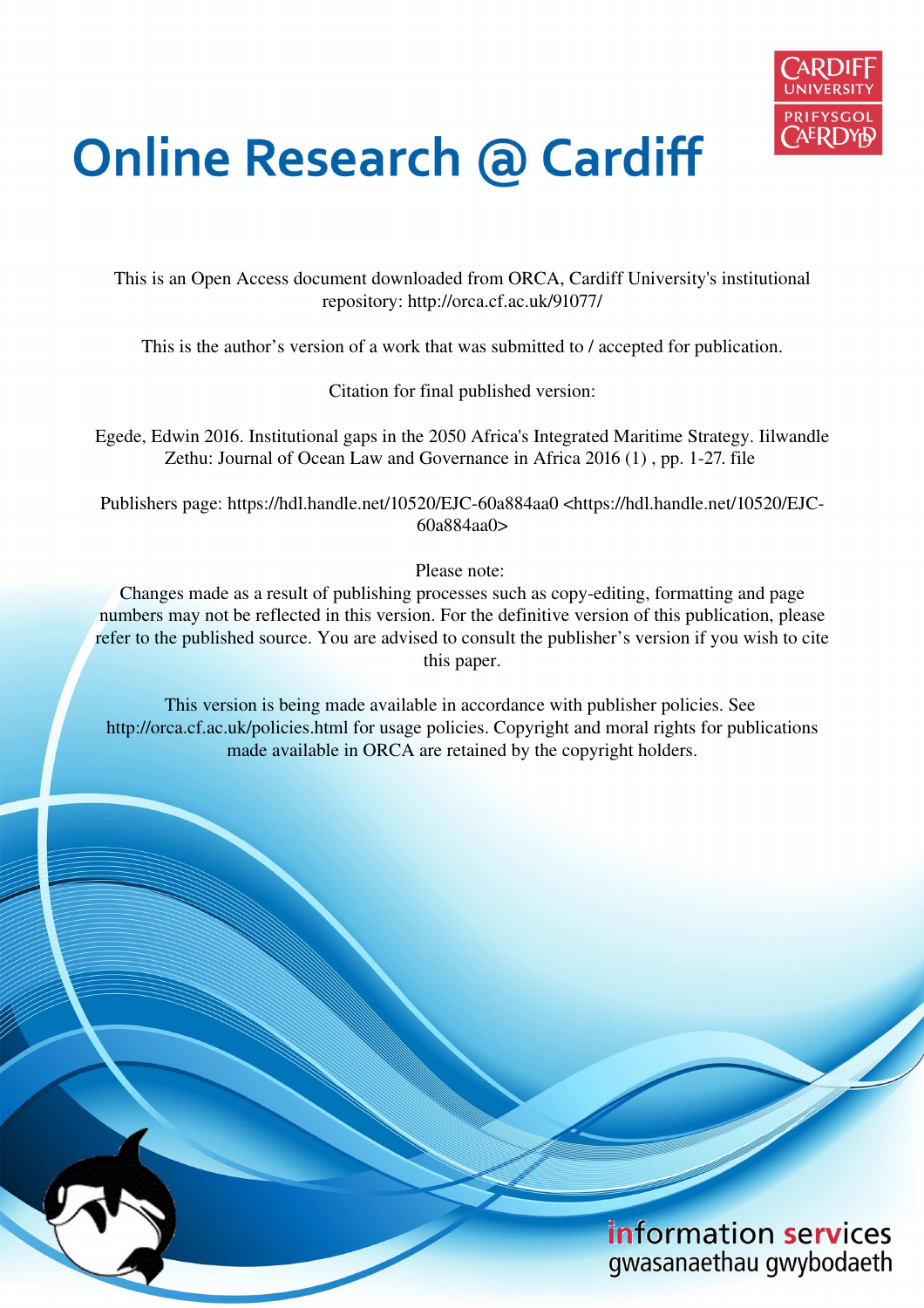# Online Research @ Cardiff

This is an Open Access document downloaded from ORCA, Cardiff University's institutional repository: http://orca.cf.ac.uk/91077/

This is the author's version of a work that was submitted to / accepted for publication.

Citation for final published version:

Egede, Edwin 2016. Institutional gaps in the 2050 Africa's Integrated Maritime Strategy. Iilwandle Zethu: Journal of Ocean Law and Governance in Africa 2016 (1) , pp. 1-27. file

Publishers page: https://hdl.handle.net/10520/EJC-60a884aa0 <https://hdl.handle.net/10520/EJC-60a884aa0>

Please note:
Changes made as a result of publishing processes such as copy-editing, formatting and page numbers may not be reflected in this version. For the definitive version of this publication, please refer to the published source. You are advised to consult the publisher's version if you wish to cite this paper.

This version is being made available in accordance with publisher policies. See http://orca.cf.ac.uk/policies.html for usage policies. Copyright and moral rights for publications made available in ORCA are retained by the copyright holders.

information services
gwasanaethau gwybodaeth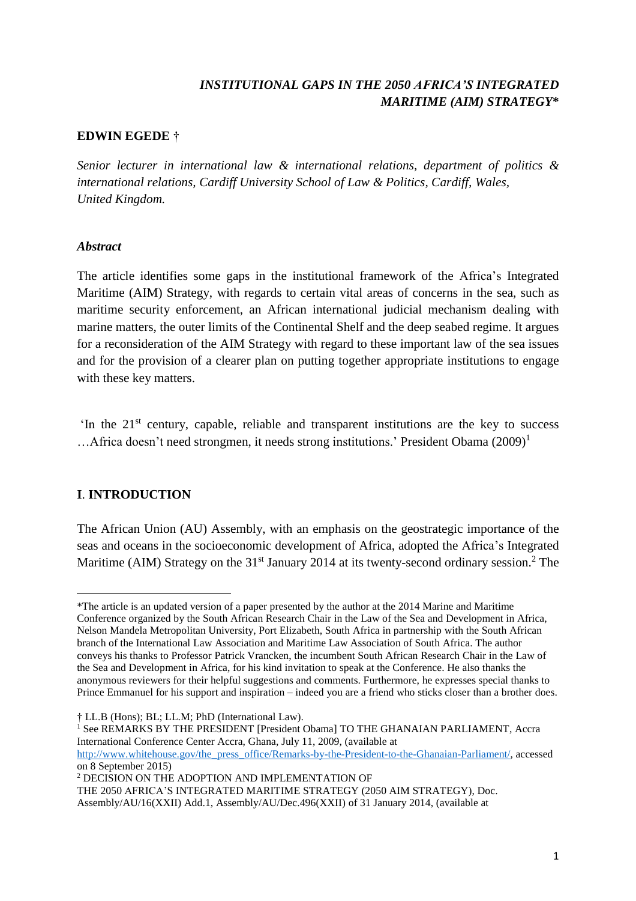## *INSTITUTIONAL GAPS IN THE 2050 AFRICA'S INTEGRATED MARITIME (AIM) STRATEGY**

**EDWIN EGEDE †**

*Senior lecturer in international law & international relations, department of politics & international relations, Cardiff University School of Law & Politics, Cardiff, Wales, United Kingdom.*

### *Abstract*

The article identifies some gaps in the institutional framework of the Africa's Integrated Maritime (AIM) Strategy, with regards to certain vital areas of concerns in the sea, such as maritime security enforcement, an African international judicial mechanism dealing with marine matters, the outer limits of the Continental Shelf and the deep seabed regime. It argues for a reconsideration of the AIM Strategy with regard to these important law of the sea issues and for the provision of a clearer plan on putting together appropriate institutions to engage with these key matters.

'In the 21st century, capable, reliable and transparent institutions are the key to success …Africa doesn't need strongmen, it needs strong institutions.' President Obama (2009)[1]

## I. INTRODUCTION

The African Union (AU) Assembly, with an emphasis on the geostrategic importance of the seas and oceans in the socioeconomic development of Africa, adopted the Africa's Integrated Maritime (AIM) Strategy on the 31st January 2014 at its twenty-second ordinary session.[2] The

---

*The article is an updated version of a paper presented by the author at the 2014 Marine and Maritime Conference organized by the South African Research Chair in the Law of the Sea and Development in Africa, Nelson Mandela Metropolitan University, Port Elizabeth, South Africa in partnership with the South African branch of the International Law Association and Maritime Law Association of South Africa. The author conveys his thanks to Professor Patrick Vrancken, the incumbent South African Research Chair in the Law of the Sea and Development in Africa, for his kind invitation to speak at the Conference. He also thanks the anonymous reviewers for their helpful suggestions and comments. Furthermore, he expresses special thanks to Prince Emmanuel for his support and inspiration – indeed you are a friend who sticks closer than a brother does.

† LL.B (Hons); BL; LL.M; PhD (International Law).

[1] See REMARKS BY THE PRESIDENT [President Obama] TO THE GHANAIAN PARLIAMENT, Accra International Conference Center Accra, Ghana, July 11, 2009, (available at http://www.whitehouse.gov/the_press_office/Remarks-by-the-President-to-the-Ghanaian-Parliament/, accessed on 8 September 2015)

[2] DECISION ON THE ADOPTION AND IMPLEMENTATION OF THE 2050 AFRICA'S INTEGRATED MARITIME STRATEGY (2050 AIM STRATEGY), Doc. Assembly/AU/16(XXII) Add.1, Assembly/AU/Dec.496(XXII) of 31 January 2014, (available at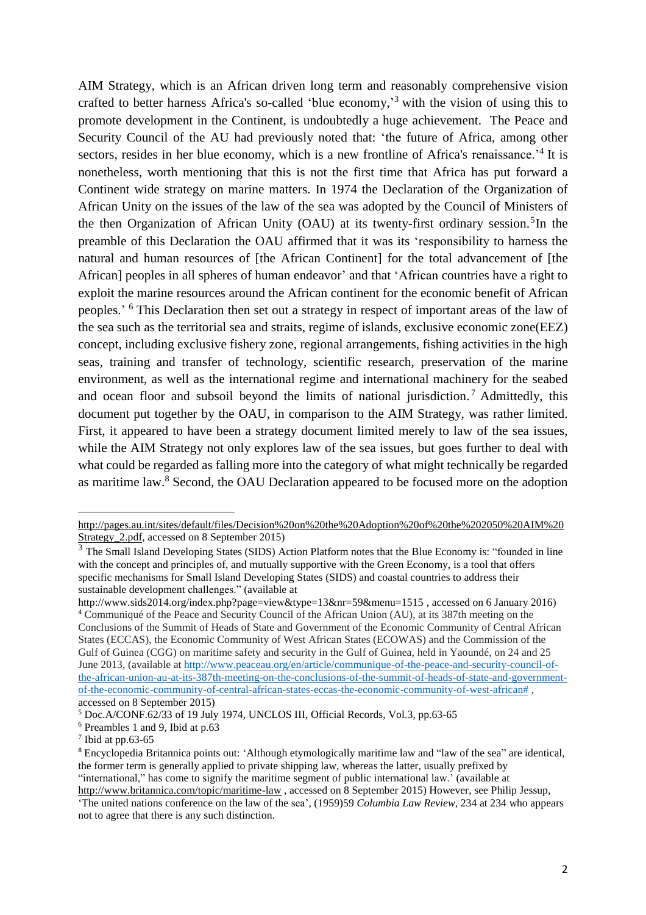AIM Strategy, which is an African driven long term and reasonably comprehensive vision crafted to better harness Africa's so-called 'blue economy,'[3] with the vision of using this to promote development in the Continent, is undoubtedly a huge achievement. The Peace and Security Council of the AU had previously noted that: 'the future of Africa, among other sectors, resides in her blue economy, which is a new frontline of Africa's renaissance.'[4] It is nonetheless, worth mentioning that this is not the first time that Africa has put forward a Continent wide strategy on marine matters. In 1974 the Declaration of the Organization of African Unity on the issues of the law of the sea was adopted by the Council of Ministers of the then Organization of African Unity (OAU) at its twenty-first ordinary session.[5] In the preamble of this Declaration the OAU affirmed that it was its 'responsibility to harness the natural and human resources of [the African Continent] for the total advancement of [the African] peoples in all spheres of human endeavor' and that 'African countries have a right to exploit the marine resources around the African continent for the economic benefit of African peoples.'[6] This Declaration then set out a strategy in respect of important areas of the law of the sea such as the territorial sea and straits, regime of islands, exclusive economic zone(EEZ) concept, including exclusive fishery zone, regional arrangements, fishing activities in the high seas, training and transfer of technology, scientific research, preservation of the marine environment, as well as the international regime and international machinery for the seabed and ocean floor and subsoil beyond the limits of national jurisdiction.[7] Admittedly, this document put together by the OAU, in comparison to the AIM Strategy, was rather limited. First, it appeared to have been a strategy document limited merely to law of the sea issues, while the AIM Strategy not only explores law of the sea issues, but goes further to deal with what could be regarded as falling more into the category of what might technically be regarded as maritime law.[8] Second, the OAU Declaration appeared to be focused more on the adoption

---

http://pages.au.int/sites/default/files/Decision%20on%20the%20Adoption%20of%20the%202050%20AIM%20Strategy_2.pdf, accessed on 8 September 2015)

[3] The Small Island Developing States (SIDS) Action Platform notes that the Blue Economy is: "founded in line with the concept and principles of, and mutually supportive with the Green Economy, is a tool that offers specific mechanisms for Small Island Developing States (SIDS) and coastal countries to address their sustainable development challenges." (available at http://www.sids2014.org/index.php?page=view&type=13&nr=59&menu=1515 , accessed on 6 January 2016)

[4] Communiqué of the Peace and Security Council of the African Union (AU), at its 387th meeting on the Conclusions of the Summit of Heads of State and Government of the Economic Community of Central African States (ECCAS), the Economic Community of West African States (ECOWAS) and the Commission of the Gulf of Guinea (CGG) on maritime safety and security in the Gulf of Guinea, held in Yaoundé, on 24 and 25 June 2013, (available at http://www.peaceau.org/en/article/communique-of-the-peace-and-security-council-of-the-african-union-au-at-its-387th-meeting-on-the-conclusions-of-the-summit-of-heads-of-state-and-government-of-the-economic-community-of-central-african-states-eccas-the-economic-community-of-west-african# , accessed on 8 September 2015)

[5] Doc.A/CONF.62/33 of 19 July 1974, UNCLOS III, Official Records, Vol.3, pp.63-65

[6] Preambles 1 and 9, Ibid at p.63

[7] Ibid at pp.63-65

[8] Encyclopedia Britannica points out: 'Although etymologically maritime law and "law of the sea" are identical, the former term is generally applied to private shipping law, whereas the latter, usually prefixed by "international," has come to signify the maritime segment of public international law.' (available at http://www.britannica.com/topic/maritime-law , accessed on 8 September 2015) However, see Philip Jessup, 'The united nations conference on the law of the sea', (1959)59 *Columbia Law Review*, 234 at 234 who appears not to agree that there is any such distinction.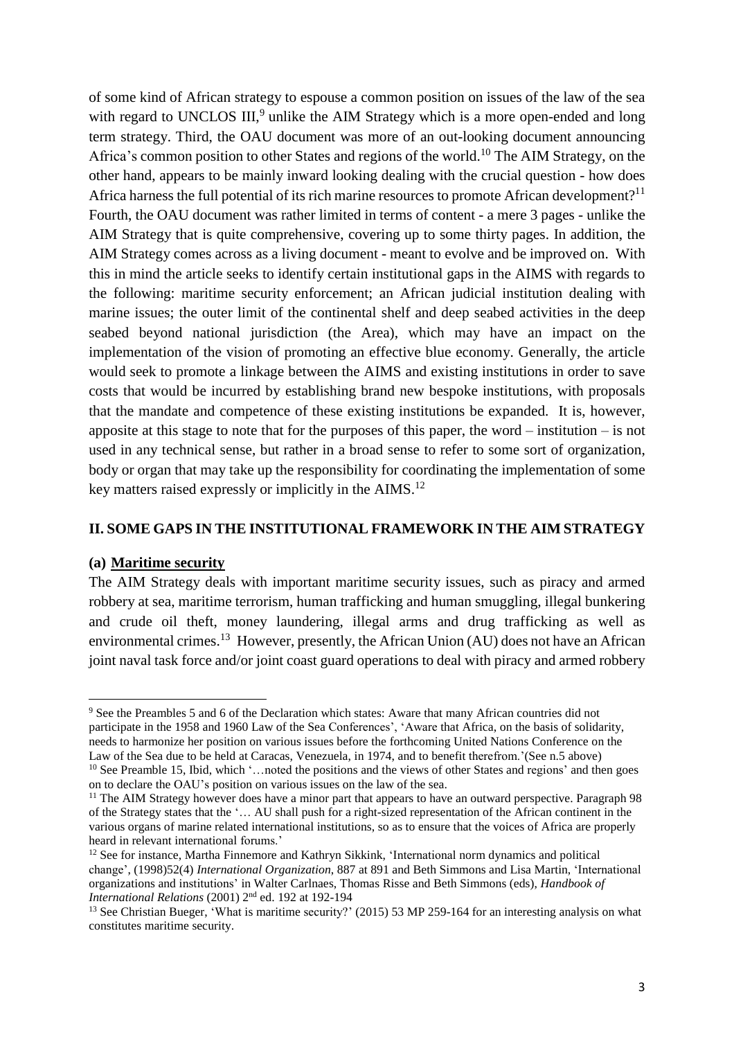of some kind of African strategy to espouse a common position on issues of the law of the sea with regard to UNCLOS III,[9] unlike the AIM Strategy which is a more open-ended and long term strategy. Third, the OAU document was more of an out-looking document announcing Africa's common position to other States and regions of the world.[10] The AIM Strategy, on the other hand, appears to be mainly inward looking dealing with the crucial question - how does Africa harness the full potential of its rich marine resources to promote African development?[11] Fourth, the OAU document was rather limited in terms of content - a mere 3 pages - unlike the AIM Strategy that is quite comprehensive, covering up to some thirty pages. In addition, the AIM Strategy comes across as a living document - meant to evolve and be improved on. With this in mind the article seeks to identify certain institutional gaps in the AIMS with regards to the following: maritime security enforcement; an African judicial institution dealing with marine issues; the outer limit of the continental shelf and deep seabed activities in the deep seabed beyond national jurisdiction (the Area), which may have an impact on the implementation of the vision of promoting an effective blue economy. Generally, the article would seek to promote a linkage between the AIMS and existing institutions in order to save costs that would be incurred by establishing brand new bespoke institutions, with proposals that the mandate and competence of these existing institutions be expanded. It is, however, apposite at this stage to note that for the purposes of this paper, the word – institution – is not used in any technical sense, but rather in a broad sense to refer to some sort of organization, body or organ that may take up the responsibility for coordinating the implementation of some key matters raised expressly or implicitly in the AIMS.[12]

## II. SOME GAPS IN THE INSTITUTIONAL FRAMEWORK IN THE AIM STRATEGY

### (a) Maritime security

The AIM Strategy deals with important maritime security issues, such as piracy and armed robbery at sea, maritime terrorism, human trafficking and human smuggling, illegal bunkering and crude oil theft, money laundering, illegal arms and drug trafficking as well as environmental crimes.[13] However, presently, the African Union (AU) does not have an African joint naval task force and/or joint coast guard operations to deal with piracy and armed robbery

---

[9] See the Preambles 5 and 6 of the Declaration which states: Aware that many African countries did not participate in the 1958 and 1960 Law of the Sea Conferences', 'Aware that Africa, on the basis of solidarity, needs to harmonize her position on various issues before the forthcoming United Nations Conference on the Law of the Sea due to be held at Caracas, Venezuela, in 1974, and to benefit therefrom.'(See n.5 above)

[10] See Preamble 15, Ibid, which '…noted the positions and the views of other States and regions' and then goes on to declare the OAU's position on various issues on the law of the sea.

[11] The AIM Strategy however does have a minor part that appears to have an outward perspective. Paragraph 98 of the Strategy states that the '… AU shall push for a right-sized representation of the African continent in the various organs of marine related international institutions, so as to ensure that the voices of Africa are properly heard in relevant international forums.'

[12] See for instance, Martha Finnemore and Kathryn Sikkink, 'International norm dynamics and political change', (1998)52(4) *International Organization*, 887 at 891 and Beth Simmons and Lisa Martin, 'International organizations and institutions' in Walter Carlnaes, Thomas Risse and Beth Simmons (eds), *Handbook of International Relations* (2001) 2nd ed. 192 at 192-194

[13] See Christian Bueger, 'What is maritime security?' (2015) 53 MP 259-164 for an interesting analysis on what constitutes maritime security.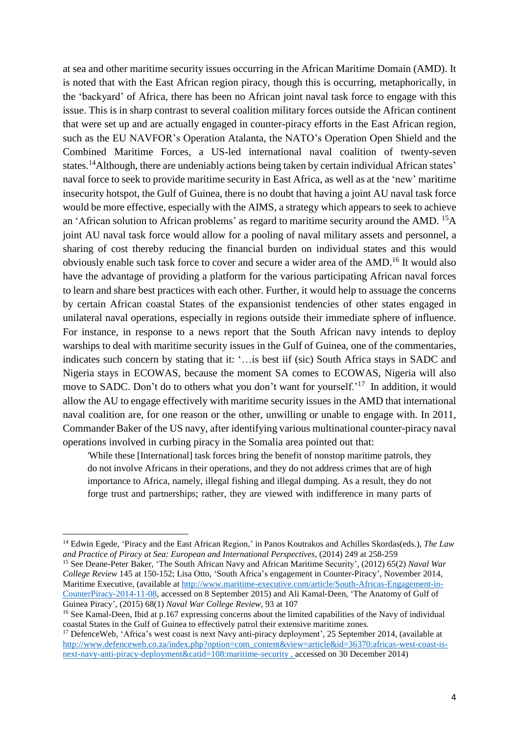at sea and other maritime security issues occurring in the African Maritime Domain (AMD). It is noted that with the East African region piracy, though this is occurring, metaphorically, in the 'backyard' of Africa, there has been no African joint naval task force to engage with this issue. This is in sharp contrast to several coalition military forces outside the African continent that were set up and are actually engaged in counter-piracy efforts in the East African region, such as the EU NAVFOR's Operation Atalanta, the NATO's Operation Open Shield and the Combined Maritime Forces, a US-led international naval coalition of twenty-seven states.[14]Although, there are undeniably actions being taken by certain individual African states' naval force to seek to provide maritime security in East Africa, as well as at the 'new' maritime insecurity hotspot, the Gulf of Guinea, there is no doubt that having a joint AU naval task force would be more effective, especially with the AIMS, a strategy which appears to seek to achieve an 'African solution to African problems' as regard to maritime security around the AMD. [15]A joint AU naval task force would allow for a pooling of naval military assets and personnel, a sharing of cost thereby reducing the financial burden on individual states and this would obviously enable such task force to cover and secure a wider area of the AMD.[16] It would also have the advantage of providing a platform for the various participating African naval forces to learn and share best practices with each other. Further, it would help to assuage the concerns by certain African coastal States of the expansionist tendencies of other states engaged in unilateral naval operations, especially in regions outside their immediate sphere of influence. For instance, in response to a news report that the South African navy intends to deploy warships to deal with maritime security issues in the Gulf of Guinea, one of the commentaries, indicates such concern by stating that it: '…is best iif (sic) South Africa stays in SADC and Nigeria stays in ECOWAS, because the moment SA comes to ECOWAS, Nigeria will also move to SADC. Don't do to others what you don't want for yourself.'[17] In addition, it would allow the AU to engage effectively with maritime security issues in the AMD that international naval coalition are, for one reason or the other, unwilling or unable to engage with. In 2011, Commander Baker of the US navy, after identifying various multinational counter-piracy naval operations involved in curbing piracy in the Somalia area pointed out that:

> 'While these [International] task forces bring the benefit of nonstop maritime patrols, they do not involve Africans in their operations, and they do not address crimes that are of high importance to Africa, namely, illegal fishing and illegal dumping. As a result, they do not forge trust and partnerships; rather, they are viewed with indifference in many parts of

---

[14] Edwin Egede, 'Piracy and the East African Region,' in Panos Koutrakos and Achilles Skordas(eds.), *The Law and Practice of Piracy at Sea: European and International Perspectives*, (2014) 249 at 258-259

[15] See Deane-Peter Baker, 'The South African Navy and African Maritime Security', (2012) 65(2) *Naval War College Review* 145 at 150-152; Lisa Otto, 'South Africa's engagement in Counter-Piracy', November 2014, Maritime Executive, (available at http://www.maritime-executive.com/article/South-Africas-Engagement-in-CounterPiracy-2014-11-08, accessed on 8 September 2015) and Ali Kamal-Deen, 'The Anatomy of Gulf of Guinea Piracy', (2015) 68(1) *Naval War College Review,* 93 at 107

[16] See Kamal-Deen, Ibid at p.167 expressing concerns about the limited capabilities of the Navy of individual coastal States in the Gulf of Guinea to effectively patrol their extensive maritime zones.

[17] DefenceWeb, 'Africa's west coast is next Navy anti-piracy deployment', 25 September 2014, (available at http://www.defenceweb.co.za/index.php?option=com_content&view=article&id=36370:africas-west-coast-is-next-navy-anti-piracy-deployment&catid=108:maritime-security , accessed on 30 December 2014)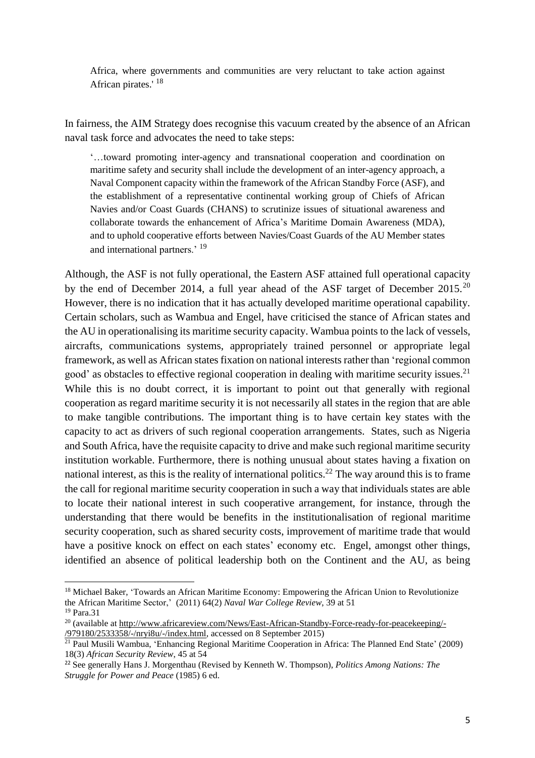> Africa, where governments and communities are very reluctant to take action against African pirates.'[18]

In fairness, the AIM Strategy does recognise this vacuum created by the absence of an African naval task force and advocates the need to take steps:

> '…toward promoting inter-agency and transnational cooperation and coordination on maritime safety and security shall include the development of an inter-agency approach, a Naval Component capacity within the framework of the African Standby Force (ASF), and the establishment of a representative continental working group of Chiefs of African Navies and/or Coast Guards (CHANS) to scrutinize issues of situational awareness and collaborate towards the enhancement of Africa's Maritime Domain Awareness (MDA), and to uphold cooperative efforts between Navies/Coast Guards of the AU Member states and international partners.'[19]

Although, the ASF is not fully operational, the Eastern ASF attained full operational capacity by the end of December 2014, a full year ahead of the ASF target of December 2015.[20] However, there is no indication that it has actually developed maritime operational capability. Certain scholars, such as Wambua and Engel, have criticised the stance of African states and the AU in operationalising its maritime security capacity. Wambua points to the lack of vessels, aircrafts, communications systems, appropriately trained personnel or appropriate legal framework, as well as African states fixation on national interests rather than 'regional common good' as obstacles to effective regional cooperation in dealing with maritime security issues.[21] While this is no doubt correct, it is important to point out that generally with regional cooperation as regard maritime security it is not necessarily all states in the region that are able to make tangible contributions. The important thing is to have certain key states with the capacity to act as drivers of such regional cooperation arrangements. States, such as Nigeria and South Africa, have the requisite capacity to drive and make such regional maritime security institution workable. Furthermore, there is nothing unusual about states having a fixation on national interest, as this is the reality of international politics.[22] The way around this is to frame the call for regional maritime security cooperation in such a way that individuals states are able to locate their national interest in such cooperative arrangement, for instance, through the understanding that there would be benefits in the institutionalisation of regional maritime security cooperation, such as shared security costs, improvement of maritime trade that would have a positive knock on effect on each states' economy etc. Engel, amongst other things, identified an absence of political leadership both on the Continent and the AU, as being

---

[18] Michael Baker, 'Towards an African Maritime Economy: Empowering the African Union to Revolutionize the African Maritime Sector,' (2011) 64(2) *Naval War College Review*, 39 at 51

[19] Para.31

[20] (available at http://www.africareview.com/News/East-African-Standby-Force-ready-for-peacekeeping/-/979180/2533358/-/nryi8u/-/index.html, accessed on 8 September 2015)

[21] Paul Musili Wambua, 'Enhancing Regional Maritime Cooperation in Africa: The Planned End State' (2009) 18(3) *African Security Review*, 45 at 54

[22] See generally Hans J. Morgenthau (Revised by Kenneth W. Thompson), *Politics Among Nations: The Struggle for Power and Peace* (1985) 6 ed.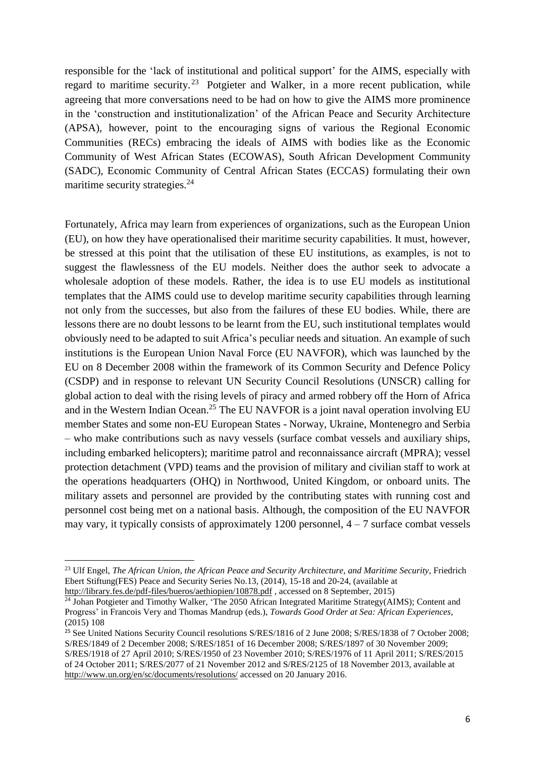responsible for the 'lack of institutional and political support' for the AIMS, especially with regard to maritime security.[23] Potgieter and Walker, in a more recent publication, while agreeing that more conversations need to be had on how to give the AIMS more prominence in the 'construction and institutionalization' of the African Peace and Security Architecture (APSA), however, point to the encouraging signs of various the Regional Economic Communities (RECs) embracing the ideals of AIMS with bodies like as the Economic Community of West African States (ECOWAS), South African Development Community (SADC), Economic Community of Central African States (ECCAS) formulating their own maritime security strategies.[24]

Fortunately, Africa may learn from experiences of organizations, such as the European Union (EU), on how they have operationalised their maritime security capabilities. It must, however, be stressed at this point that the utilisation of these EU institutions, as examples, is not to suggest the flawlessness of the EU models. Neither does the author seek to advocate a wholesale adoption of these models. Rather, the idea is to use EU models as institutional templates that the AIMS could use to develop maritime security capabilities through learning not only from the successes, but also from the failures of these EU bodies. While, there are lessons there are no doubt lessons to be learnt from the EU, such institutional templates would obviously need to be adapted to suit Africa's peculiar needs and situation. An example of such institutions is the European Union Naval Force (EU NAVFOR), which was launched by the EU on 8 December 2008 within the framework of its Common Security and Defence Policy (CSDP) and in response to relevant UN Security Council Resolutions (UNSCR) calling for global action to deal with the rising levels of piracy and armed robbery off the Horn of Africa and in the Western Indian Ocean.[25] The EU NAVFOR is a joint naval operation involving EU member States and some non-EU European States - Norway, Ukraine, Montenegro and Serbia – who make contributions such as navy vessels (surface combat vessels and auxiliary ships, including embarked helicopters); maritime patrol and reconnaissance aircraft (MPRA); vessel protection detachment (VPD) teams and the provision of military and civilian staff to work at the operations headquarters (OHQ) in Northwood, United Kingdom, or onboard units. The military assets and personnel are provided by the contributing states with running cost and personnel cost being met on a national basis. Although, the composition of the EU NAVFOR may vary, it typically consists of approximately 1200 personnel, 4 – 7 surface combat vessels

---

[23] Ulf Engel, *The African Union, the African Peace and Security Architecture, and Maritime Security*, Friedrich Ebert Stiftung(FES) Peace and Security Series No.13, (2014), 15-18 and 20-24, (available at http://library.fes.de/pdf-files/bueros/aethiopien/10878.pdf , accessed on 8 September, 2015)

[24] Johan Potgieter and Timothy Walker, 'The 2050 African Integrated Maritime Strategy(AIMS); Content and Progress' in Francois Very and Thomas Mandrup (eds.), *Towards Good Order at Sea: African Experiences*, (2015) 108

[25] See United Nations Security Council resolutions S/RES/1816 of 2 June 2008; S/RES/1838 of 7 October 2008; S/RES/1849 of 2 December 2008; S/RES/1851 of 16 December 2008; S/RES/1897 of 30 November 2009; S/RES/1918 of 27 April 2010; S/RES/1950 of 23 November 2010; S/RES/1976 of 11 April 2011; S/RES/2015 of 24 October 2011; S/RES/2077 of 21 November 2012 and S/RES/2125 of 18 November 2013, available at http://www.un.org/en/sc/documents/resolutions/ accessed on 20 January 2016.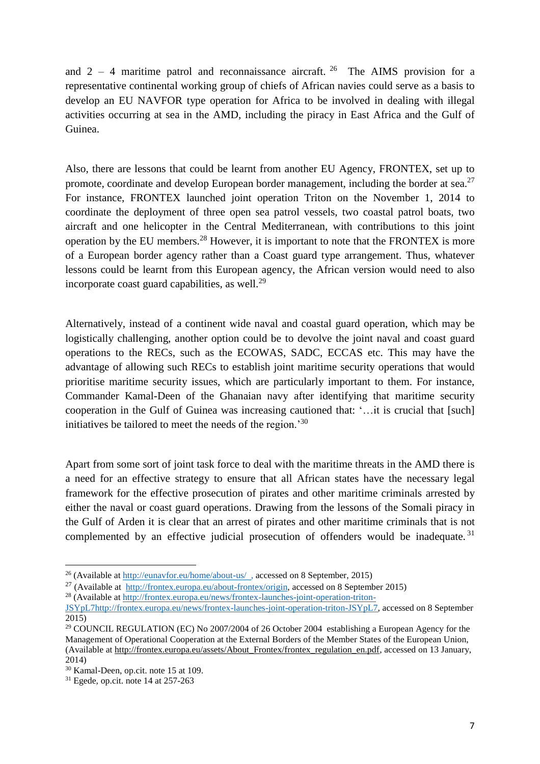and 2 – 4 maritime patrol and reconnaissance aircraft.[26] The AIMS provision for a representative continental working group of chiefs of African navies could serve as a basis to develop an EU NAVFOR type operation for Africa to be involved in dealing with illegal activities occurring at sea in the AMD, including the piracy in East Africa and the Gulf of Guinea.

Also, there are lessons that could be learnt from another EU Agency, FRONTEX, set up to promote, coordinate and develop European border management, including the border at sea.[27] For instance, FRONTEX launched joint operation Triton on the November 1, 2014 to coordinate the deployment of three open sea patrol vessels, two coastal patrol boats, two aircraft and one helicopter in the Central Mediterranean, with contributions to this joint operation by the EU members.[28] However, it is important to note that the FRONTEX is more of a European border agency rather than a Coast guard type arrangement. Thus, whatever lessons could be learnt from this European agency, the African version would need to also incorporate coast guard capabilities, as well.[29]

Alternatively, instead of a continent wide naval and coastal guard operation, which may be logistically challenging, another option could be to devolve the joint naval and coast guard operations to the RECs, such as the ECOWAS, SADC, ECCAS etc. This may have the advantage of allowing such RECs to establish joint maritime security operations that would prioritise maritime security issues, which are particularly important to them. For instance, Commander Kamal-Deen of the Ghanaian navy after identifying that maritime security cooperation in the Gulf of Guinea was increasing cautioned that: '…it is crucial that [such] initiatives be tailored to meet the needs of the region.'[30]

Apart from some sort of joint task force to deal with the maritime threats in the AMD there is a need for an effective strategy to ensure that all African states have the necessary legal framework for the effective prosecution of pirates and other maritime criminals arrested by either the naval or coast guard operations. Drawing from the lessons of the Somali piracy in the Gulf of Arden it is clear that an arrest of pirates and other maritime criminals that is not complemented by an effective judicial prosecution of offenders would be inadequate.[31]

---

[26] (Available at http://eunavfor.eu/home/about-us/ , accessed on 8 September, 2015)

[27] (Available at http://frontex.europa.eu/about-frontex/origin, accessed on 8 September 2015)

[28] (Available at http://frontex.europa.eu/news/frontex-launches-joint-operation-triton-JSYpL7http://frontex.europa.eu/news/frontex-launches-joint-operation-triton-JSYpL7, accessed on 8 September 2015)

[29] COUNCIL REGULATION (EC) No 2007/2004 of 26 October 2004 establishing a European Agency for the Management of Operational Cooperation at the External Borders of the Member States of the European Union, (Available at http://frontex.europa.eu/assets/About_Frontex/frontex_regulation_en.pdf, accessed on 13 January, 2014)

[30] Kamal-Deen, op.cit. note 15 at 109.

[31] Egede, op.cit. note 14 at 257-263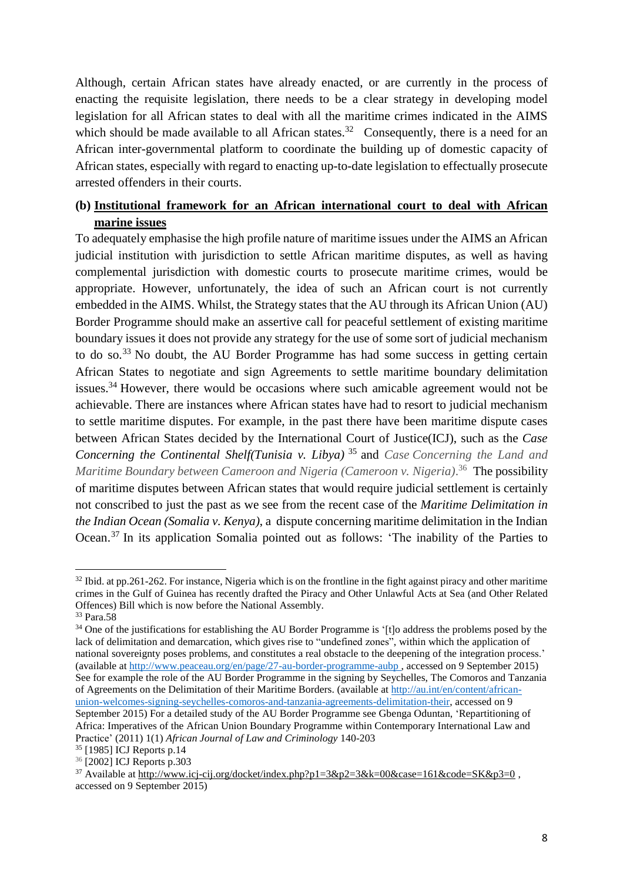Although, certain African states have already enacted, or are currently in the process of enacting the requisite legislation, there needs to be a clear strategy in developing model legislation for all African states to deal with all the maritime crimes indicated in the AIMS which should be made available to all African states.[32] Consequently, there is a need for an African inter-governmental platform to coordinate the building up of domestic capacity of African states, especially with regard to enacting up-to-date legislation to effectually prosecute arrested offenders in their courts.

**(b) <u>Institutional framework for an African international court to deal with African marine issues</u>**

To adequately emphasise the high profile nature of maritime issues under the AIMS an African judicial institution with jurisdiction to settle African maritime disputes, as well as having complemental jurisdiction with domestic courts to prosecute maritime crimes, would be appropriate. However, unfortunately, the idea of such an African court is not currently embedded in the AIMS. Whilst, the Strategy states that the AU through its African Union (AU) Border Programme should make an assertive call for peaceful settlement of existing maritime boundary issues it does not provide any strategy for the use of some sort of judicial mechanism to do so.[33] No doubt, the AU Border Programme has had some success in getting certain African States to negotiate and sign Agreements to settle maritime boundary delimitation issues.[34] However, there would be occasions where such amicable agreement would not be achievable. There are instances where African states have had to resort to judicial mechanism to settle maritime disputes. For example, in the past there have been maritime dispute cases between African States decided by the International Court of Justice(ICJ), such as the *Case Concerning the Continental Shelf(Tunisia v. Libya)* [35] and *Case Concerning the Land and Maritime Boundary between Cameroon and Nigeria (Cameroon v. Nigeria)*.[36] The possibility of maritime disputes between African states that would require judicial settlement is certainly not conscribed to just the past as we see from the recent case of the *Maritime Delimitation in the Indian Ocean (Somalia v. Kenya)*, a dispute concerning maritime delimitation in the Indian Ocean.[37] In its application Somalia pointed out as follows: 'The inability of the Parties to

---

[32] Ibid. at pp.261-262. For instance, Nigeria which is on the frontline in the fight against piracy and other maritime crimes in the Gulf of Guinea has recently drafted the Piracy and Other Unlawful Acts at Sea (and Other Related Offences) Bill which is now before the National Assembly.

[33] Para.58

[34] One of the justifications for establishing the AU Border Programme is '[t]o address the problems posed by the lack of delimitation and demarcation, which gives rise to "undefined zones", within which the application of national sovereignty poses problems, and constitutes a real obstacle to the deepening of the integration process.' (available at http://www.peaceau.org/en/page/27-au-border-programme-aubp , accessed on 9 September 2015) See for example the role of the AU Border Programme in the signing by Seychelles, The Comoros and Tanzania of Agreements on the Delimitation of their Maritime Borders. (available at http://au.int/en/content/african-union-welcomes-signing-seychelles-comoros-and-tanzania-agreements-delimitation-their, accessed on 9 September 2015) For a detailed study of the AU Border Programme see Gbenga Oduntan, 'Repartitioning of Africa: Imperatives of the African Union Boundary Programme within Contemporary International Law and Practice' (2011) 1(1) *African Journal of Law and Criminology* 140-203

[35] [1985] ICJ Reports p.14

[36] [2002] ICJ Reports p.303

[37] Available at http://www.icj-cij.org/docket/index.php?p1=3&p2=3&k=00&case=161&code=SK&p3=0 , accessed on 9 September 2015)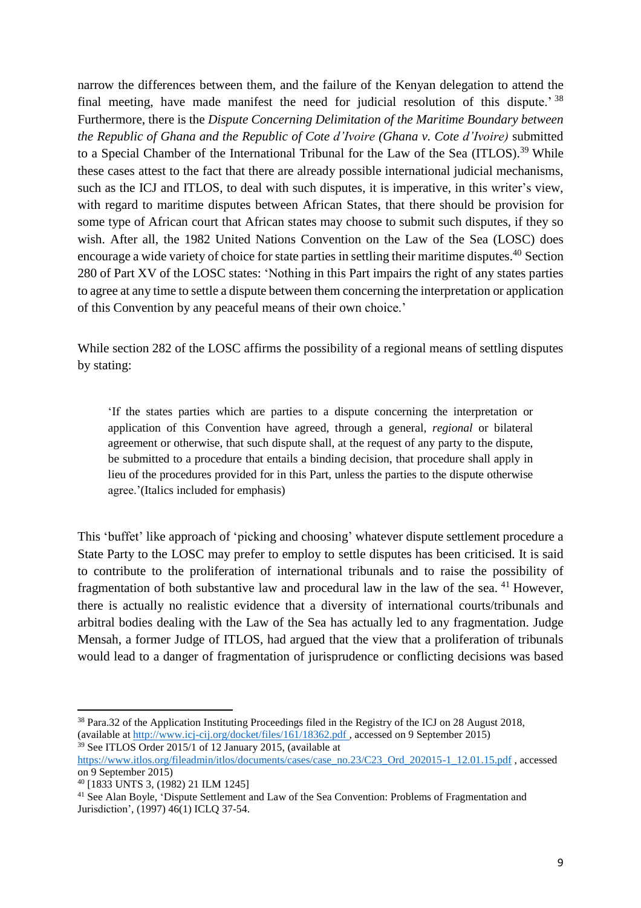narrow the differences between them, and the failure of the Kenyan delegation to attend the final meeting, have made manifest the need for judicial resolution of this dispute.' [38] Furthermore, there is the *Dispute Concerning Delimitation of the Maritime Boundary between the Republic of Ghana and the Republic of Cote d'Ivoire (Ghana v. Cote d'Ivoire)* submitted to a Special Chamber of the International Tribunal for the Law of the Sea (ITLOS).[39] While these cases attest to the fact that there are already possible international judicial mechanisms, such as the ICJ and ITLOS, to deal with such disputes, it is imperative, in this writer's view, with regard to maritime disputes between African States, that there should be provision for some type of African court that African states may choose to submit such disputes, if they so wish. After all, the 1982 United Nations Convention on the Law of the Sea (LOSC) does encourage a wide variety of choice for state parties in settling their maritime disputes.[40] Section 280 of Part XV of the LOSC states: 'Nothing in this Part impairs the right of any states parties to agree at any time to settle a dispute between them concerning the interpretation or application of this Convention by any peaceful means of their own choice.'

While section 282 of the LOSC affirms the possibility of a regional means of settling disputes by stating:

> 'If the states parties which are parties to a dispute concerning the interpretation or application of this Convention have agreed, through a general, *regional* or bilateral agreement or otherwise, that such dispute shall, at the request of any party to the dispute, be submitted to a procedure that entails a binding decision, that procedure shall apply in lieu of the procedures provided for in this Part, unless the parties to the dispute otherwise agree.'(Italics included for emphasis)

This 'buffet' like approach of 'picking and choosing' whatever dispute settlement procedure a State Party to the LOSC may prefer to employ to settle disputes has been criticised. It is said to contribute to the proliferation of international tribunals and to raise the possibility of fragmentation of both substantive law and procedural law in the law of the sea. [41] However, there is actually no realistic evidence that a diversity of international courts/tribunals and arbitral bodies dealing with the Law of the Sea has actually led to any fragmentation. Judge Mensah, a former Judge of ITLOS, had argued that the view that a proliferation of tribunals would lead to a danger of fragmentation of jurisprudence or conflicting decisions was based

---

[38] Para.32 of the Application Instituting Proceedings filed in the Registry of the ICJ on 28 August 2018, (available at http://www.icj-cij.org/docket/files/161/18362.pdf , accessed on 9 September 2015)

[39] See ITLOS Order 2015/1 of 12 January 2015, (available at https://www.itlos.org/fileadmin/itlos/documents/cases/case_no.23/C23_Ord_202015-1_12.01.15.pdf , accessed on 9 September 2015)

[40] [1833 UNTS 3, (1982) 21 ILM 1245]

[41] See Alan Boyle, 'Dispute Settlement and Law of the Sea Convention: Problems of Fragmentation and Jurisdiction', (1997) 46(1) ICLQ 37-54.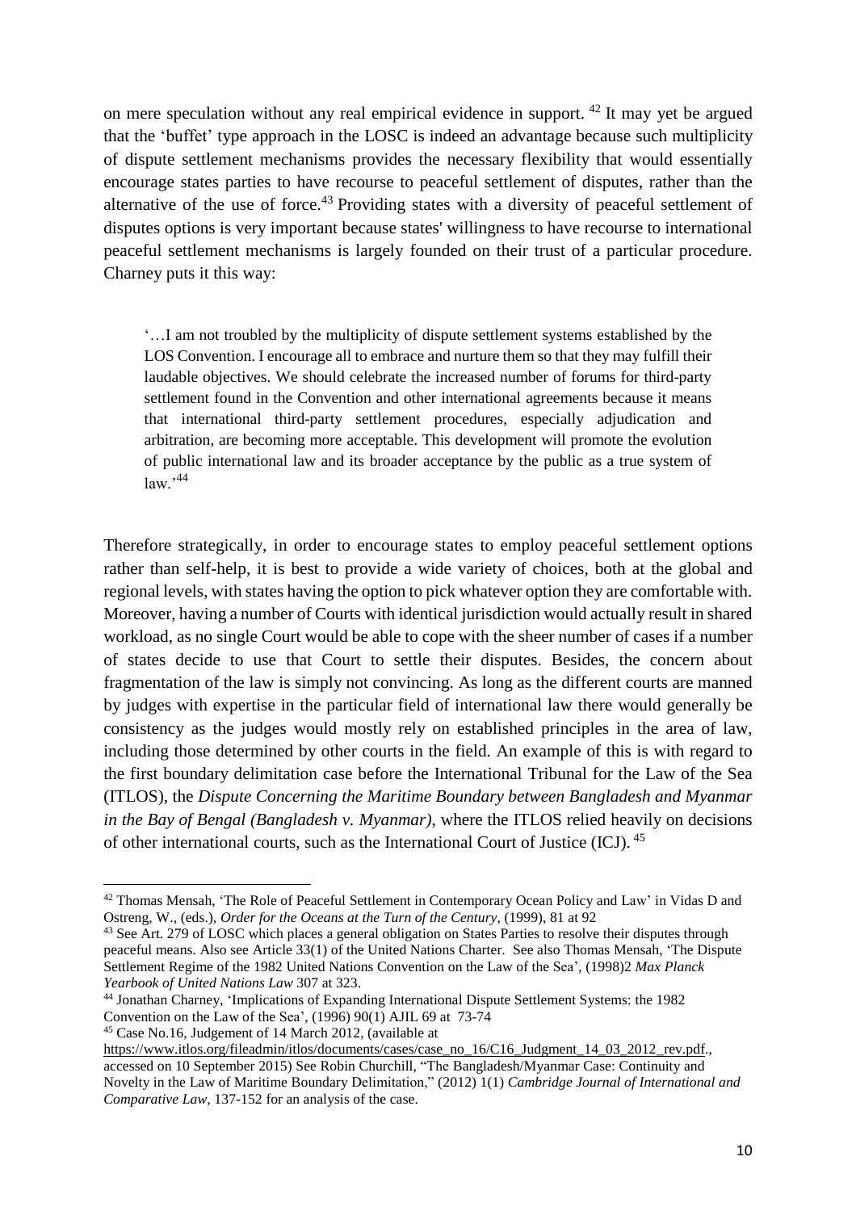on mere speculation without any real empirical evidence in support. [42] It may yet be argued that the 'buffet' type approach in the LOSC is indeed an advantage because such multiplicity of dispute settlement mechanisms provides the necessary flexibility that would essentially encourage states parties to have recourse to peaceful settlement of disputes, rather than the alternative of the use of force.[43] Providing states with a diversity of peaceful settlement of disputes options is very important because states' willingness to have recourse to international peaceful settlement mechanisms is largely founded on their trust of a particular procedure. Charney puts it this way:

> '…I am not troubled by the multiplicity of dispute settlement systems established by the LOS Convention. I encourage all to embrace and nurture them so that they may fulfill their laudable objectives. We should celebrate the increased number of forums for third-party settlement found in the Convention and other international agreements because it means that international third-party settlement procedures, especially adjudication and arbitration, are becoming more acceptable. This development will promote the evolution of public international law and its broader acceptance by the public as a true system of law.'[44]

Therefore strategically, in order to encourage states to employ peaceful settlement options rather than self-help, it is best to provide a wide variety of choices, both at the global and regional levels, with states having the option to pick whatever option they are comfortable with. Moreover, having a number of Courts with identical jurisdiction would actually result in shared workload, as no single Court would be able to cope with the sheer number of cases if a number of states decide to use that Court to settle their disputes. Besides, the concern about fragmentation of the law is simply not convincing. As long as the different courts are manned by judges with expertise in the particular field of international law there would generally be consistency as the judges would mostly rely on established principles in the area of law, including those determined by other courts in the field. An example of this is with regard to the first boundary delimitation case before the International Tribunal for the Law of the Sea (ITLOS), the *Dispute Concerning the Maritime Boundary between Bangladesh and Myanmar in the Bay of Bengal (Bangladesh v. Myanmar)*, where the ITLOS relied heavily on decisions of other international courts, such as the International Court of Justice (ICJ). [45]

---

[42] Thomas Mensah, 'The Role of Peaceful Settlement in Contemporary Ocean Policy and Law' in Vidas D and Ostreng, W., (eds.), *Order for the Oceans at the Turn of the Century*, (1999), 81 at 92

[43] See Art. 279 of LOSC which places a general obligation on States Parties to resolve their disputes through peaceful means. Also see Article 33(1) of the United Nations Charter. See also Thomas Mensah, 'The Dispute Settlement Regime of the 1982 United Nations Convention on the Law of the Sea', (1998)2 *Max Planck Yearbook of United Nations Law* 307 at 323.

[44] Jonathan Charney, 'Implications of Expanding International Dispute Settlement Systems: the 1982 Convention on the Law of the Sea', (1996) 90(1) AJIL 69 at 73-74

[45] Case No.16, Judgement of 14 March 2012, (available at https://www.itlos.org/fileadmin/itlos/documents/cases/case_no_16/C16_Judgment_14_03_2012_rev.pdf., accessed on 10 September 2015) See Robin Churchill, "The Bangladesh/Myanmar Case: Continuity and Novelty in the Law of Maritime Boundary Delimitation," (2012) 1(1) *Cambridge Journal of International and Comparative Law*, 137-152 for an analysis of the case.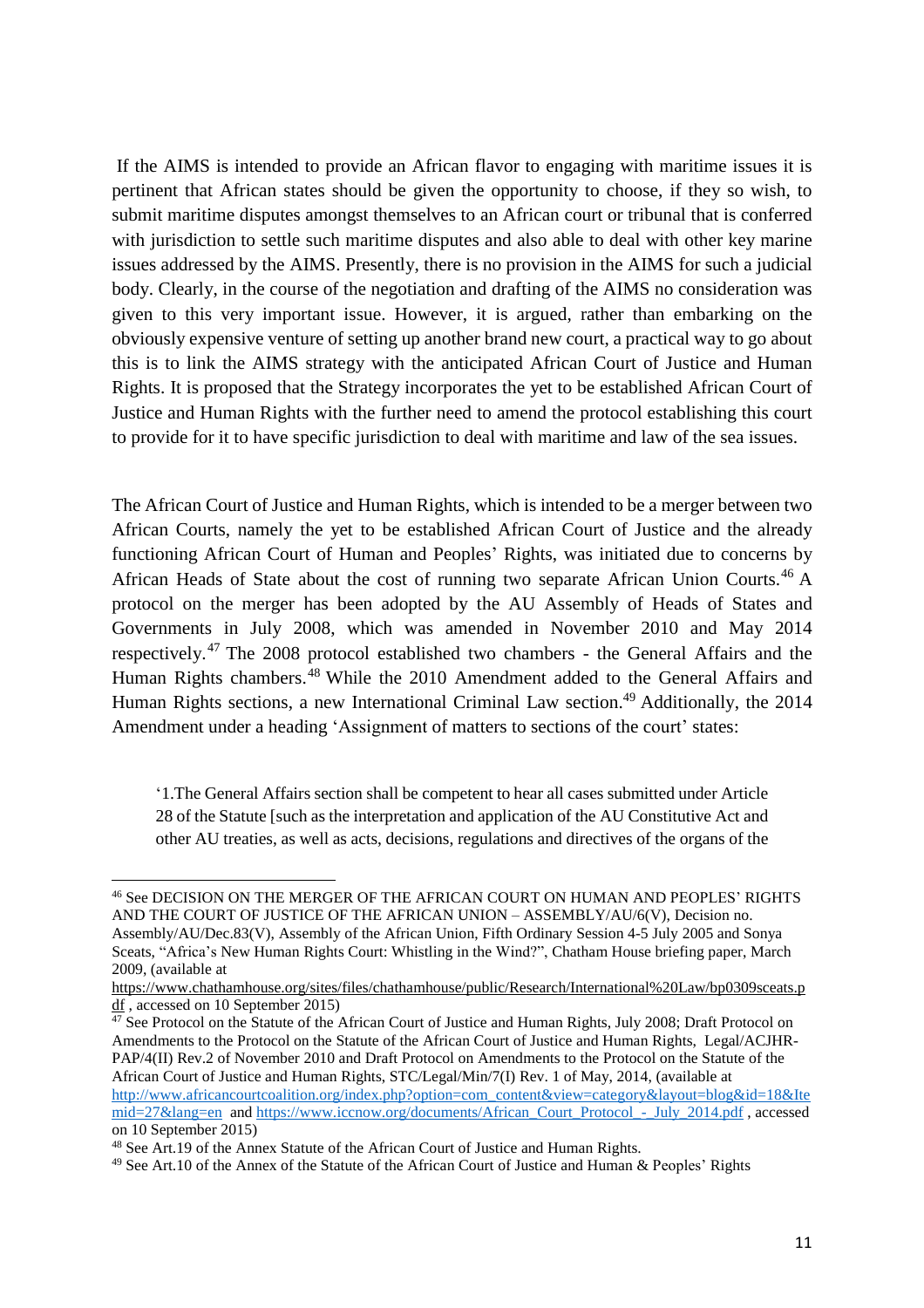If the AIMS is intended to provide an African flavor to engaging with maritime issues it is pertinent that African states should be given the opportunity to choose, if they so wish, to submit maritime disputes amongst themselves to an African court or tribunal that is conferred with jurisdiction to settle such maritime disputes and also able to deal with other key marine issues addressed by the AIMS. Presently, there is no provision in the AIMS for such a judicial body. Clearly, in the course of the negotiation and drafting of the AIMS no consideration was given to this very important issue. However, it is argued, rather than embarking on the obviously expensive venture of setting up another brand new court, a practical way to go about this is to link the AIMS strategy with the anticipated African Court of Justice and Human Rights. It is proposed that the Strategy incorporates the yet to be established African Court of Justice and Human Rights with the further need to amend the protocol establishing this court to provide for it to have specific jurisdiction to deal with maritime and law of the sea issues.

The African Court of Justice and Human Rights, which is intended to be a merger between two African Courts, namely the yet to be established African Court of Justice and the already functioning African Court of Human and Peoples' Rights, was initiated due to concerns by African Heads of State about the cost of running two separate African Union Courts.[46] A protocol on the merger has been adopted by the AU Assembly of Heads of States and Governments in July 2008, which was amended in November 2010 and May 2014 respectively.[47] The 2008 protocol established two chambers - the General Affairs and the Human Rights chambers.[48] While the 2010 Amendment added to the General Affairs and Human Rights sections, a new International Criminal Law section.[49] Additionally, the 2014 Amendment under a heading 'Assignment of matters to sections of the court' states:

> '1.The General Affairs section shall be competent to hear all cases submitted under Article 28 of the Statute [such as the interpretation and application of the AU Constitutive Act and other AU treaties, as well as acts, decisions, regulations and directives of the organs of the

---

[46] See DECISION ON THE MERGER OF THE AFRICAN COURT ON HUMAN AND PEOPLES' RIGHTS AND THE COURT OF JUSTICE OF THE AFRICAN UNION – ASSEMBLY/AU/6(V), Decision no. Assembly/AU/Dec.83(V), Assembly of the African Union, Fifth Ordinary Session 4-5 July 2005 and Sonya Sceats, "Africa's New Human Rights Court: Whistling in the Wind?", Chatham House briefing paper, March 2009, (available at https://www.chathamhouse.org/sites/files/chathamhouse/Research/International%20Law/bp0309sceats.pdf , accessed on 10 September 2015)

[47] See Protocol on the Statute of the African Court of Justice and Human Rights, July 2008; Draft Protocol on Amendments to the Protocol on the Statute of the African Court of Justice and Human Rights, Legal/ACJHR-PAP/4(II) Rev.2 of November 2010 and Draft Protocol on Amendments to the Protocol on the Statute of the African Court of Justice and Human Rights, STC/Legal/Min/7(I) Rev. 1 of May, 2014, (available at http://www.africancourtcoalition.org/index.php?option=com_content&view=category&layout=blog&id=18&Itemid=27&lang=en and https://www.iccnow.org/documents/African_Court_Protocol_-_July_2014.pdf , accessed on 10 September 2015)

[48] See Art.19 of the Annex Statute of the African Court of Justice and Human Rights.

[49] See Art.10 of the Annex of the Statute of the African Court of Justice and Human & Peoples' Rights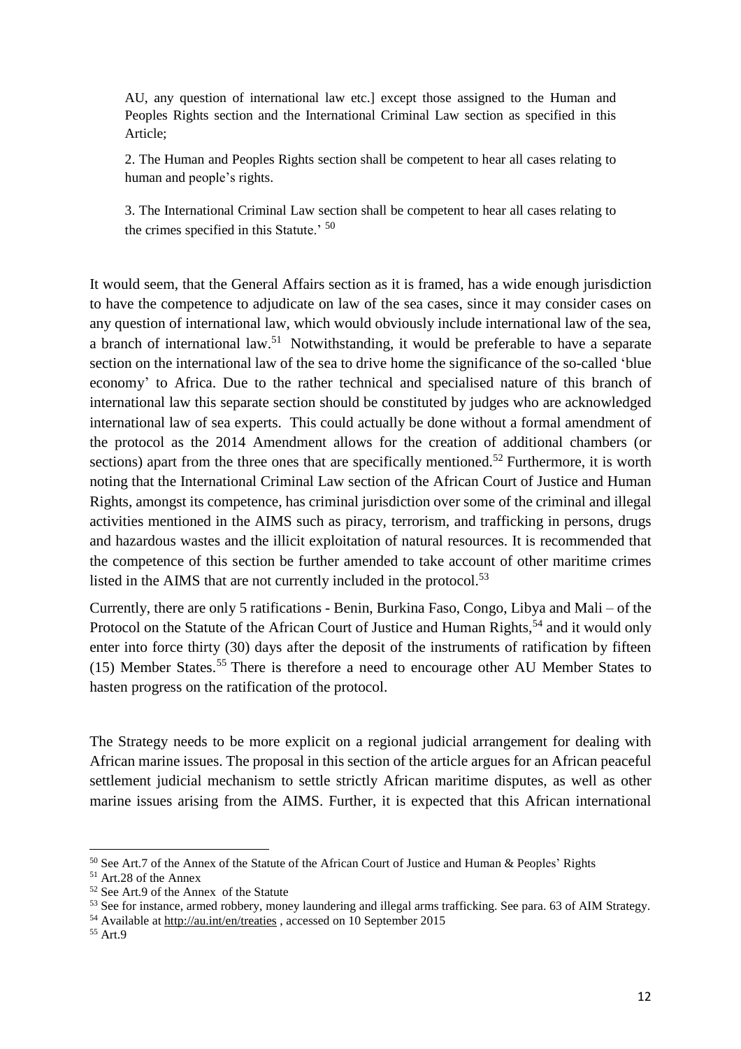> AU, any question of international law etc.] except those assigned to the Human and Peoples Rights section and the International Criminal Law section as specified in this Article;
>
> 2. The Human and Peoples Rights section shall be competent to hear all cases relating to human and people's rights.
>
> 3. The International Criminal Law section shall be competent to hear all cases relating to the crimes specified in this Statute.' [50]

It would seem, that the General Affairs section as it is framed, has a wide enough jurisdiction to have the competence to adjudicate on law of the sea cases, since it may consider cases on any question of international law, which would obviously include international law of the sea, a branch of international law.[51] Notwithstanding, it would be preferable to have a separate section on the international law of the sea to drive home the significance of the so-called 'blue economy' to Africa. Due to the rather technical and specialised nature of this branch of international law this separate section should be constituted by judges who are acknowledged international law of sea experts. This could actually be done without a formal amendment of the protocol as the 2014 Amendment allows for the creation of additional chambers (or sections) apart from the three ones that are specifically mentioned.[52] Furthermore, it is worth noting that the International Criminal Law section of the African Court of Justice and Human Rights, amongst its competence, has criminal jurisdiction over some of the criminal and illegal activities mentioned in the AIMS such as piracy, terrorism, and trafficking in persons, drugs and hazardous wastes and the illicit exploitation of natural resources. It is recommended that the competence of this section be further amended to take account of other maritime crimes listed in the AIMS that are not currently included in the protocol.[53]

Currently, there are only 5 ratifications - Benin, Burkina Faso, Congo, Libya and Mali – of the Protocol on the Statute of the African Court of Justice and Human Rights,[54] and it would only enter into force thirty (30) days after the deposit of the instruments of ratification by fifteen (15) Member States.[55] There is therefore a need to encourage other AU Member States to hasten progress on the ratification of the protocol.

The Strategy needs to be more explicit on a regional judicial arrangement for dealing with African marine issues. The proposal in this section of the article argues for an African peaceful settlement judicial mechanism to settle strictly African maritime disputes, as well as other marine issues arising from the AIMS. Further, it is expected that this African international

---

[50] See Art.7 of the Annex of the Statute of the African Court of Justice and Human & Peoples' Rights

[51] Art.28 of the Annex

[52] See Art.9 of the Annex of the Statute

[53] See for instance, armed robbery, money laundering and illegal arms trafficking. See para. 63 of AIM Strategy.

[54] Available at http://au.int/en/treaties , accessed on 10 September 2015

[55] Art.9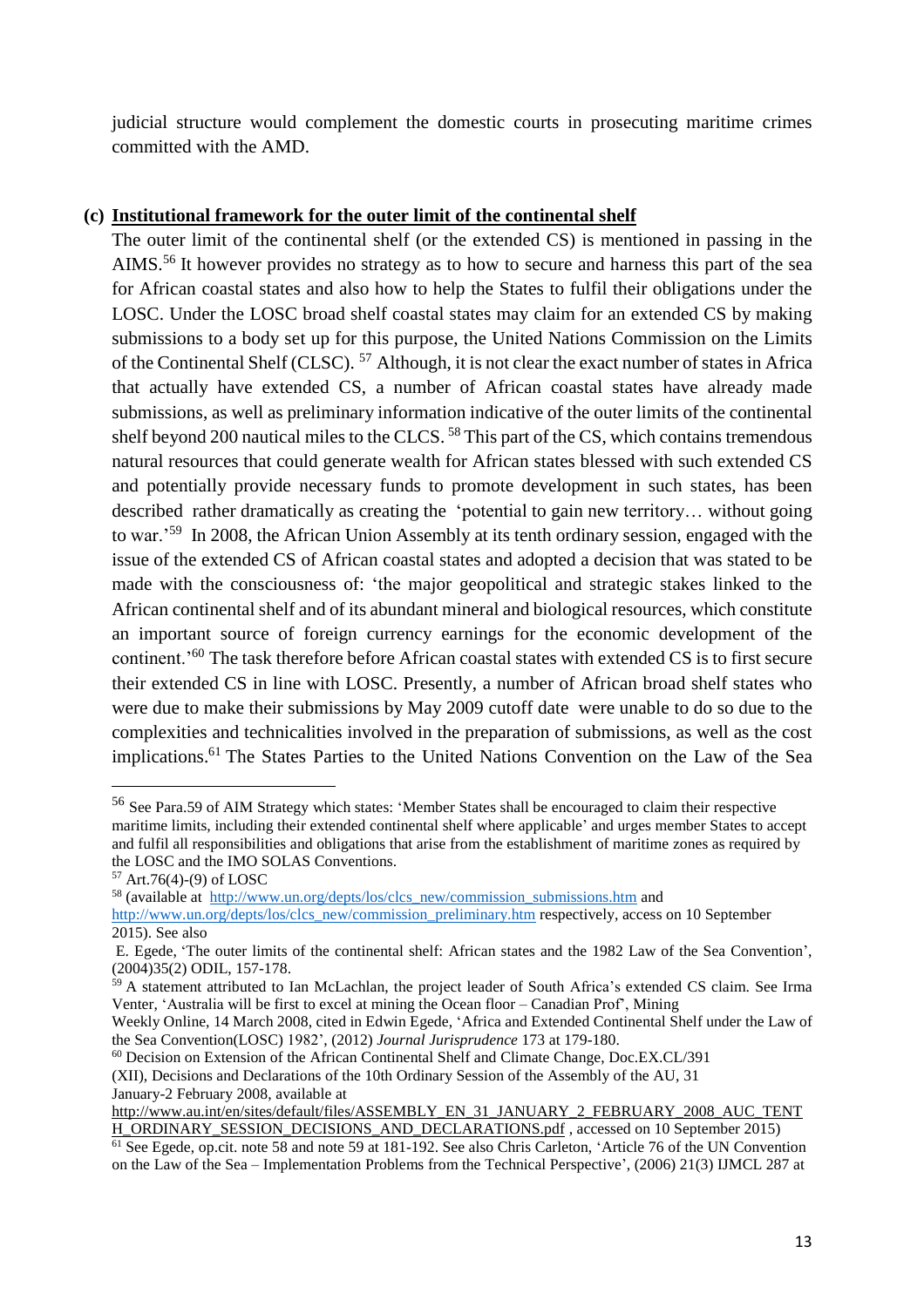judicial structure would complement the domestic courts in prosecuting maritime crimes committed with the AMD.

### (c) Institutional framework for the outer limit of the continental shelf

The outer limit of the continental shelf (or the extended CS) is mentioned in passing in the AIMS.[56] It however provides no strategy as to how to secure and harness this part of the sea for African coastal states and also how to help the States to fulfil their obligations under the LOSC. Under the LOSC broad shelf coastal states may claim for an extended CS by making submissions to a body set up for this purpose, the United Nations Commission on the Limits of the Continental Shelf (CLSC). [57] Although, it is not clear the exact number of states in Africa that actually have extended CS, a number of African coastal states have already made submissions, as well as preliminary information indicative of the outer limits of the continental shelf beyond 200 nautical miles to the CLCS. [58] This part of the CS, which contains tremendous natural resources that could generate wealth for African states blessed with such extended CS and potentially provide necessary funds to promote development in such states, has been described rather dramatically as creating the 'potential to gain new territory… without going to war.'[59] In 2008, the African Union Assembly at its tenth ordinary session, engaged with the issue of the extended CS of African coastal states and adopted a decision that was stated to be made with the consciousness of: 'the major geopolitical and strategic stakes linked to the African continental shelf and of its abundant mineral and biological resources, which constitute an important source of foreign currency earnings for the economic development of the continent.'[60] The task therefore before African coastal states with extended CS is to first secure their extended CS in line with LOSC. Presently, a number of African broad shelf states who were due to make their submissions by May 2009 cutoff date were unable to do so due to the complexities and technicalities involved in the preparation of submissions, as well as the cost implications.[61] The States Parties to the United Nations Convention on the Law of the Sea

---

[56] See Para.59 of AIM Strategy which states: 'Member States shall be encouraged to claim their respective maritime limits, including their extended continental shelf where applicable' and urges member States to accept and fulfil all responsibilities and obligations that arise from the establishment of maritime zones as required by the LOSC and the IMO SOLAS Conventions.

[57] Art.76(4)-(9) of LOSC

[58] (available at http://www.un.org/depts/los/clcs_new/commission_submissions.htm and http://www.un.org/depts/los/clcs_new/commission_preliminary.htm respectively, access on 10 September 2015). See also E. Egede, 'The outer limits of the continental shelf: African states and the 1982 Law of the Sea Convention', (2004)35(2) ODIL, 157-178.

[59] A statement attributed to Ian McLachlan, the project leader of South Africa's extended CS claim. See Irma Venter, 'Australia will be first to excel at mining the Ocean floor – Canadian Prof', Mining Weekly Online, 14 March 2008, cited in Edwin Egede, 'Africa and Extended Continental Shelf under the Law of the Sea Convention(LOSC) 1982', (2012) *Journal Jurisprudence* 173 at 179-180.

[60] Decision on Extension of the African Continental Shelf and Climate Change, Doc.EX.CL/391 (XII), Decisions and Declarations of the 10th Ordinary Session of the Assembly of the AU, 31 January-2 February 2008, available at http://www.au.int/en/sites/default/files/ASSEMBLY_EN_31_JANUARY_2_FEBRUARY_2008_AUC_TENTH_ORDINARY_SESSION_DECISIONS_AND_DECLARATIONS.pdf , accessed on 10 September 2015)

[61] See Egede, op.cit. note 58 and note 59 at 181-192. See also Chris Carleton, 'Article 76 of the UN Convention on the Law of the Sea – Implementation Problems from the Technical Perspective', (2006) 21(3) IJMCL 287 at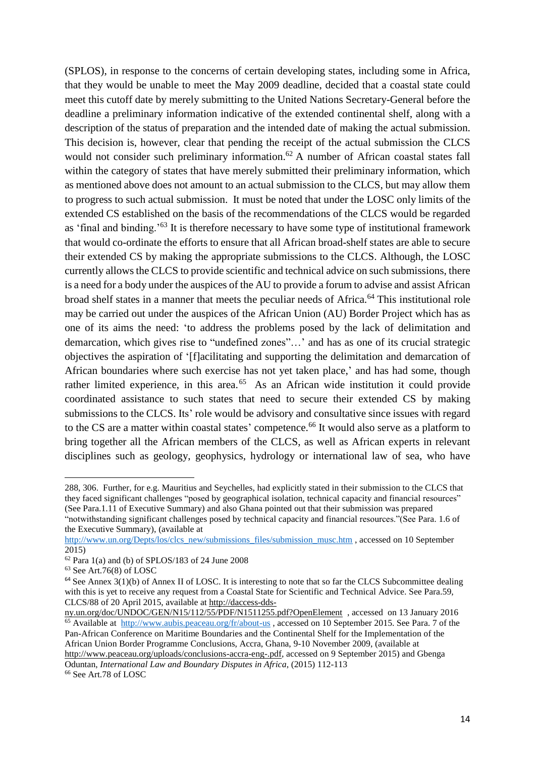(SPLOS), in response to the concerns of certain developing states, including some in Africa, that they would be unable to meet the May 2009 deadline, decided that a coastal state could meet this cutoff date by merely submitting to the United Nations Secretary-General before the deadline a preliminary information indicative of the extended continental shelf, along with a description of the status of preparation and the intended date of making the actual submission. This decision is, however, clear that pending the receipt of the actual submission the CLCS would not consider such preliminary information.[62] A number of African coastal states fall within the category of states that have merely submitted their preliminary information, which as mentioned above does not amount to an actual submission to the CLCS, but may allow them to progress to such actual submission. It must be noted that under the LOSC only limits of the extended CS established on the basis of the recommendations of the CLCS would be regarded as 'final and binding.'[63] It is therefore necessary to have some type of institutional framework that would co-ordinate the efforts to ensure that all African broad-shelf states are able to secure their extended CS by making the appropriate submissions to the CLCS. Although, the LOSC currently allows the CLCS to provide scientific and technical advice on such submissions, there is a need for a body under the auspices of the AU to provide a forum to advise and assist African broad shelf states in a manner that meets the peculiar needs of Africa.[64] This institutional role may be carried out under the auspices of the African Union (AU) Border Project which has as one of its aims the need: 'to address the problems posed by the lack of delimitation and demarcation, which gives rise to "undefined zones"…' and has as one of its crucial strategic objectives the aspiration of '[f]acilitating and supporting the delimitation and demarcation of African boundaries where such exercise has not yet taken place,' and has had some, though rather limited experience, in this area.[65] As an African wide institution it could provide coordinated assistance to such states that need to secure their extended CS by making submissions to the CLCS. Its' role would be advisory and consultative since issues with regard to the CS are a matter within coastal states' competence.[66] It would also serve as a platform to bring together all the African members of the CLCS, as well as African experts in relevant disciplines such as geology, geophysics, hydrology or international law of sea, who have

---

288, 306. Further, for e.g. Mauritius and Seychelles, had explicitly stated in their submission to the CLCS that they faced significant challenges "posed by geographical isolation, technical capacity and financial resources" (See Para.1.11 of Executive Summary) and also Ghana pointed out that their submission was prepared "notwithstanding significant challenges posed by technical capacity and financial resources."(See Para. 1.6 of the Executive Summary), (available at http://www.un.org/Depts/los/clcs_new/submissions_files/submission_musc.htm , accessed on 10 September 2015)

[62] Para 1(a) and (b) of SPLOS/183 of 24 June 2008

[63] See Art.76(8) of LOSC

[64] See Annex 3(1)(b) of Annex II of LOSC. It is interesting to note that so far the CLCS Subcommittee dealing with this is yet to receive any request from a Coastal State for Scientific and Technical Advice. See Para.59, CLCS/88 of 20 April 2015, available at http://daccess-dds-ny.un.org/doc/UNDOC/GEN/N15/112/55/PDF/N1511255.pdf?OpenElement , accessed on 13 January 2016

[65] Available at http://www.aubis.peaceau.org/fr/about-us , accessed on 10 September 2015. See Para. 7 of the Pan-African Conference on Maritime Boundaries and the Continental Shelf for the Implementation of the African Union Border Programme Conclusions, Accra, Ghana, 9-10 November 2009, (available at http://www.peaceau.org/uploads/conclusions-accra-eng-.pdf, accessed on 9 September 2015) and Gbenga Oduntan, *International Law and Boundary Disputes in Africa*, (2015) 112-113

[66] See Art.78 of LOSC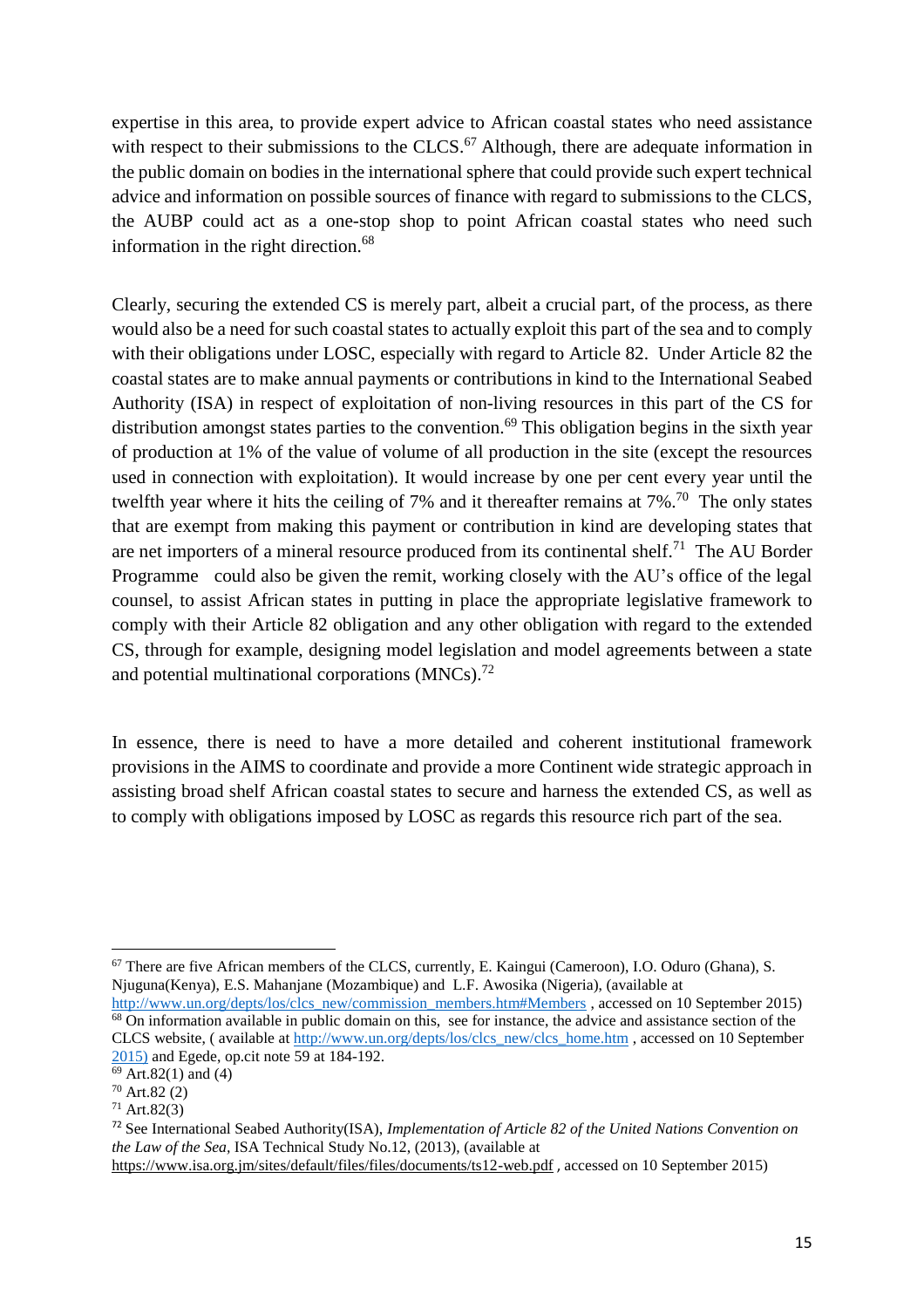expertise in this area, to provide expert advice to African coastal states who need assistance with respect to their submissions to the CLCS.[67] Although, there are adequate information in the public domain on bodies in the international sphere that could provide such expert technical advice and information on possible sources of finance with regard to submissions to the CLCS, the AUBP could act as a one-stop shop to point African coastal states who need such information in the right direction.[68]

Clearly, securing the extended CS is merely part, albeit a crucial part, of the process, as there would also be a need for such coastal states to actually exploit this part of the sea and to comply with their obligations under LOSC, especially with regard to Article 82. Under Article 82 the coastal states are to make annual payments or contributions in kind to the International Seabed Authority (ISA) in respect of exploitation of non-living resources in this part of the CS for distribution amongst states parties to the convention.[69] This obligation begins in the sixth year of production at 1% of the value of volume of all production in the site (except the resources used in connection with exploitation). It would increase by one per cent every year until the twelfth year where it hits the ceiling of 7% and it thereafter remains at 7%.[70] The only states that are exempt from making this payment or contribution in kind are developing states that are net importers of a mineral resource produced from its continental shelf.[71] The AU Border Programme could also be given the remit, working closely with the AU's office of the legal counsel, to assist African states in putting in place the appropriate legislative framework to comply with their Article 82 obligation and any other obligation with regard to the extended CS, through for example, designing model legislation and model agreements between a state and potential multinational corporations (MNCs).[72]

In essence, there is need to have a more detailed and coherent institutional framework provisions in the AIMS to coordinate and provide a more Continent wide strategic approach in assisting broad shelf African coastal states to secure and harness the extended CS, as well as to comply with obligations imposed by LOSC as regards this resource rich part of the sea.

---

[67] There are five African members of the CLCS, currently, E. Kaingui (Cameroon), I.O. Oduro (Ghana), S. Njuguna(Kenya), E.S. Mahanjane (Mozambique) and L.F. Awosika (Nigeria), (available at http://www.un.org/depts/los/clcs_new/commission_members.htm#Members , accessed on 10 September 2015)

[68] On information available in public domain on this, see for instance, the advice and assistance section of the CLCS website, ( available at http://www.un.org/depts/los/clcs_new/clcs_home.htm , accessed on 10 September 2015) and Egede, op.cit note 59 at 184-192.

[69] Art.82(1) and (4)

[70] Art.82 (2)

[71] Art.82(3)

[72] See International Seabed Authority(ISA), *Implementation of Article 82 of the United Nations Convention on the Law of the Sea*, ISA Technical Study No.12, (2013), (available at https://www.isa.org.jm/sites/default/files/files/documents/ts12-web.pdf , accessed on 10 September 2015)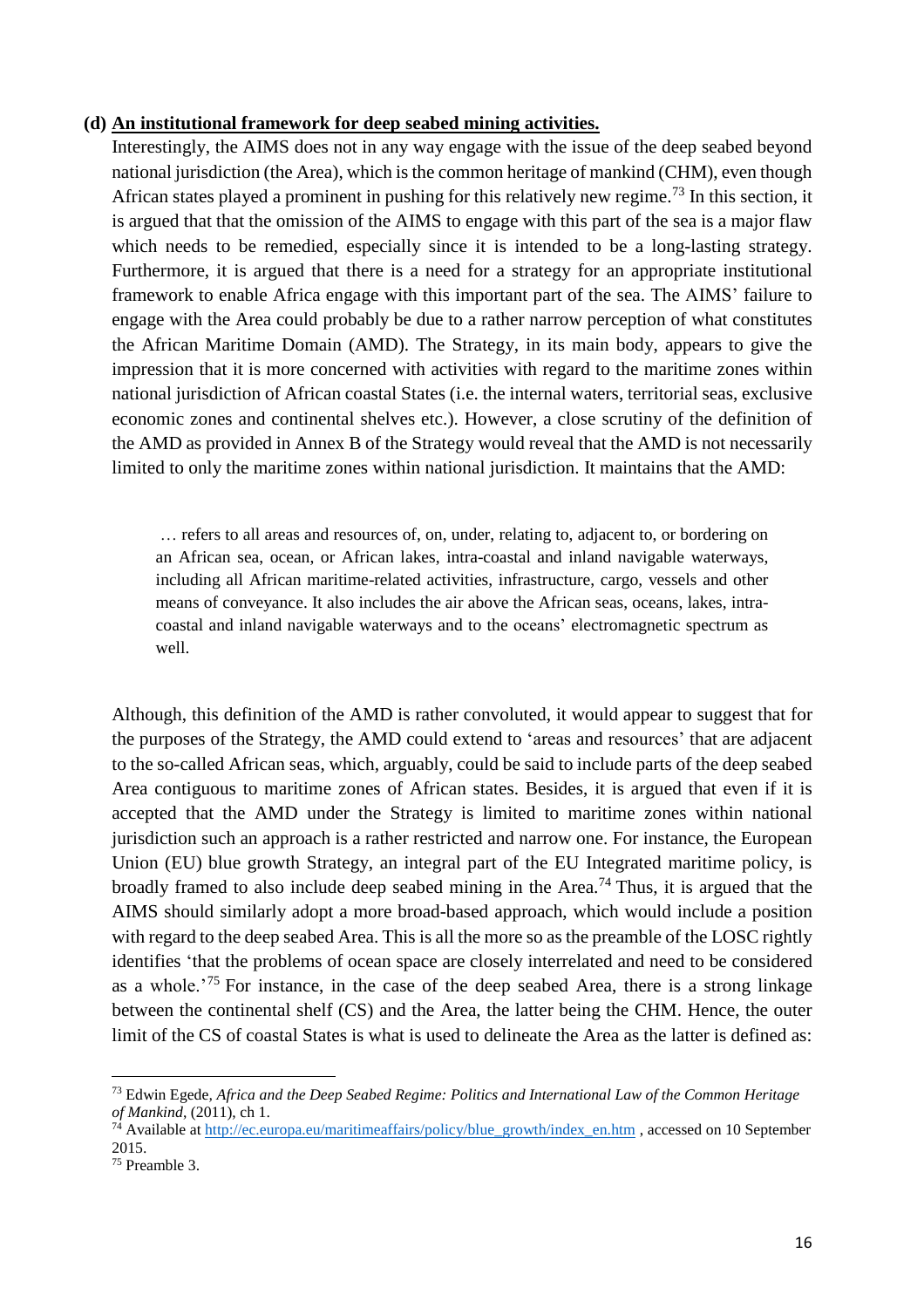**(d) An institutional framework for deep seabed mining activities.**

Interestingly, the AIMS does not in any way engage with the issue of the deep seabed beyond national jurisdiction (the Area), which is the common heritage of mankind (CHM), even though African states played a prominent in pushing for this relatively new regime.[73] In this section, it is argued that that the omission of the AIMS to engage with this part of the sea is a major flaw which needs to be remedied, especially since it is intended to be a long-lasting strategy. Furthermore, it is argued that there is a need for a strategy for an appropriate institutional framework to enable Africa engage with this important part of the sea. The AIMS' failure to engage with the Area could probably be due to a rather narrow perception of what constitutes the African Maritime Domain (AMD). The Strategy, in its main body, appears to give the impression that it is more concerned with activities with regard to the maritime zones within national jurisdiction of African coastal States (i.e. the internal waters, territorial seas, exclusive economic zones and continental shelves etc.). However, a close scrutiny of the definition of the AMD as provided in Annex B of the Strategy would reveal that the AMD is not necessarily limited to only the maritime zones within national jurisdiction. It maintains that the AMD:

> … refers to all areas and resources of, on, under, relating to, adjacent to, or bordering on an African sea, ocean, or African lakes, intra-coastal and inland navigable waterways, including all African maritime-related activities, infrastructure, cargo, vessels and other means of conveyance. It also includes the air above the African seas, oceans, lakes, intra-coastal and inland navigable waterways and to the oceans' electromagnetic spectrum as well.

Although, this definition of the AMD is rather convoluted, it would appear to suggest that for the purposes of the Strategy, the AMD could extend to 'areas and resources' that are adjacent to the so-called African seas, which, arguably, could be said to include parts of the deep seabed Area contiguous to maritime zones of African states. Besides, it is argued that even if it is accepted that the AMD under the Strategy is limited to maritime zones within national jurisdiction such an approach is a rather restricted and narrow one. For instance, the European Union (EU) blue growth Strategy, an integral part of the EU Integrated maritime policy, is broadly framed to also include deep seabed mining in the Area.[74] Thus, it is argued that the AIMS should similarly adopt a more broad-based approach, which would include a position with regard to the deep seabed Area. This is all the more so as the preamble of the LOSC rightly identifies 'that the problems of ocean space are closely interrelated and need to be considered as a whole.'[75] For instance, in the case of the deep seabed Area, there is a strong linkage between the continental shelf (CS) and the Area, the latter being the CHM. Hence, the outer limit of the CS of coastal States is what is used to delineate the Area as the latter is defined as:

---

[73] Edwin Egede, *Africa and the Deep Seabed Regime: Politics and International Law of the Common Heritage of Mankind*, (2011), ch 1.

[74] Available at http://ec.europa.eu/maritimeaffairs/policy/blue_growth/index_en.htm , accessed on 10 September 2015.

[75] Preamble 3.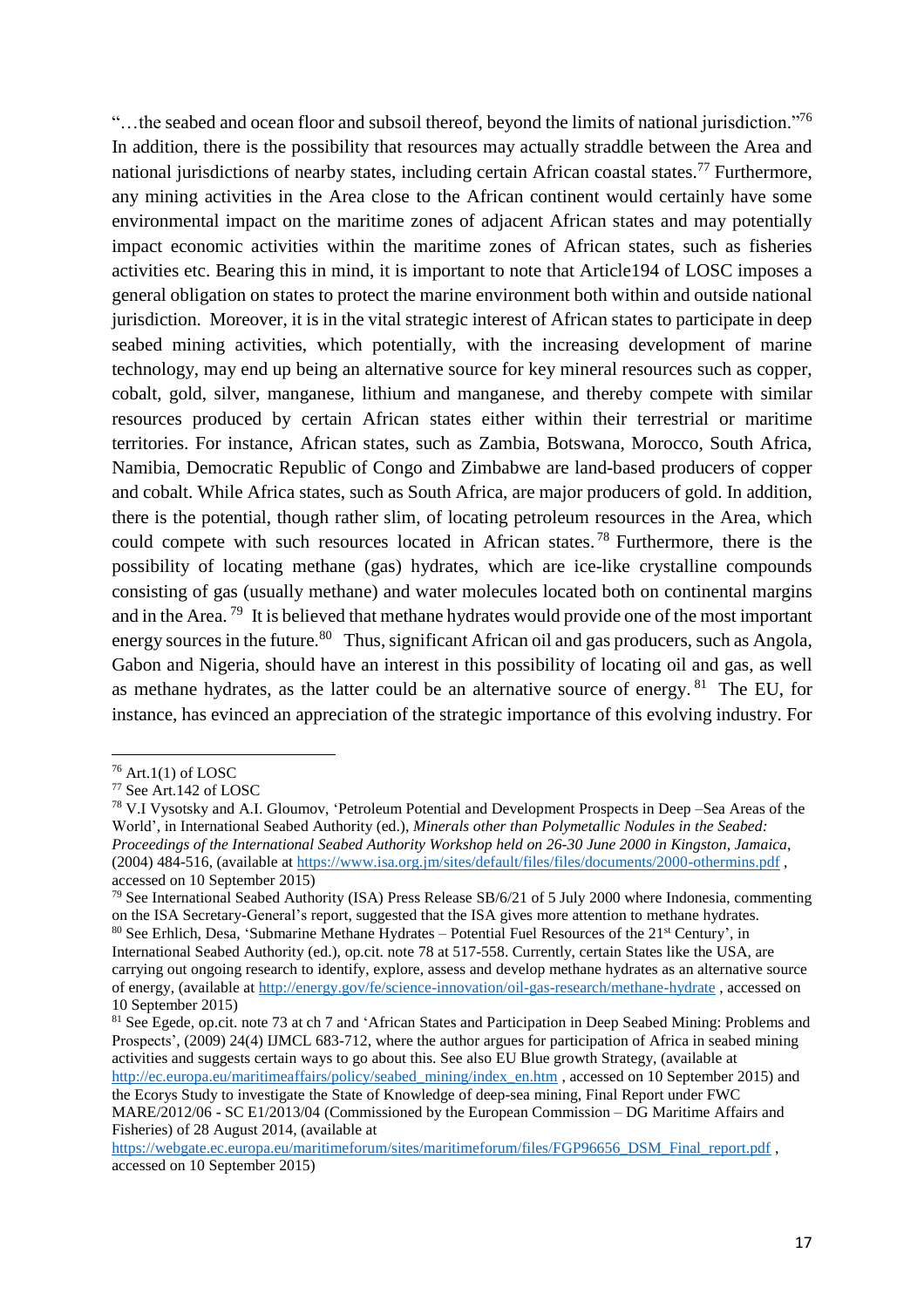"…the seabed and ocean floor and subsoil thereof, beyond the limits of national jurisdiction."[76] In addition, there is the possibility that resources may actually straddle between the Area and national jurisdictions of nearby states, including certain African coastal states.[77] Furthermore, any mining activities in the Area close to the African continent would certainly have some environmental impact on the maritime zones of adjacent African states and may potentially impact economic activities within the maritime zones of African states, such as fisheries activities etc. Bearing this in mind, it is important to note that Article194 of LOSC imposes a general obligation on states to protect the marine environment both within and outside national jurisdiction. Moreover, it is in the vital strategic interest of African states to participate in deep seabed mining activities, which potentially, with the increasing development of marine technology, may end up being an alternative source for key mineral resources such as copper, cobalt, gold, silver, manganese, lithium and manganese, and thereby compete with similar resources produced by certain African states either within their terrestrial or maritime territories. For instance, African states, such as Zambia, Botswana, Morocco, South Africa, Namibia, Democratic Republic of Congo and Zimbabwe are land-based producers of copper and cobalt. While Africa states, such as South Africa, are major producers of gold. In addition, there is the potential, though rather slim, of locating petroleum resources in the Area, which could compete with such resources located in African states.[78] Furthermore, there is the possibility of locating methane (gas) hydrates, which are ice-like crystalline compounds consisting of gas (usually methane) and water molecules located both on continental margins and in the Area.[79] It is believed that methane hydrates would provide one of the most important energy sources in the future.[80] Thus, significant African oil and gas producers, such as Angola, Gabon and Nigeria, should have an interest in this possibility of locating oil and gas, as well as methane hydrates, as the latter could be an alternative source of energy.[81] The EU, for instance, has evinced an appreciation of the strategic importance of this evolving industry. For

---

[76] Art.1(1) of LOSC

[77] See Art.142 of LOSC

[78] V.I Vysotsky and A.I. Gloumov, 'Petroleum Potential and Development Prospects in Deep –Sea Areas of the World', in International Seabed Authority (ed.), *Minerals other than Polymetallic Nodules in the Seabed: Proceedings of the International Seabed Authority Workshop held on 26-30 June 2000 in Kingston, Jamaica*, (2004) 484-516, (available at https://www.isa.org.jm/sites/default/files/files/documents/2000-othermins.pdf , accessed on 10 September 2015)

[79] See International Seabed Authority (ISA) Press Release SB/6/21 of 5 July 2000 where Indonesia, commenting on the ISA Secretary-General's report, suggested that the ISA gives more attention to methane hydrates.

[80] See Erhlich, Desa, 'Submarine Methane Hydrates – Potential Fuel Resources of the 21st Century', in International Seabed Authority (ed.), op.cit. note 78 at 517-558. Currently, certain States like the USA, are carrying out ongoing research to identify, explore, assess and develop methane hydrates as an alternative source of energy, (available at http://energy.gov/fe/science-innovation/oil-gas-research/methane-hydrate , accessed on 10 September 2015)

[81] See Egede, op.cit. note 73 at ch 7 and 'African States and Participation in Deep Seabed Mining: Problems and Prospects', (2009) 24(4) IJMCL 683-712, where the author argues for participation of Africa in seabed mining activities and suggests certain ways to go about this. See also EU Blue growth Strategy, (available at http://ec.europa.eu/maritimeaffairs/policy/seabed_mining/index_en.htm , accessed on 10 September 2015) and the Ecorys Study to investigate the State of Knowledge of deep-sea mining, Final Report under FWC MARE/2012/06 - SC E1/2013/04 (Commissioned by the European Commission – DG Maritime Affairs and Fisheries) of 28 August 2014, (available at https://webgate.ec.europa.eu/maritimeforum/sites/maritimeforum/files/FGP96656_DSM_Final_report.pdf , accessed on 10 September 2015)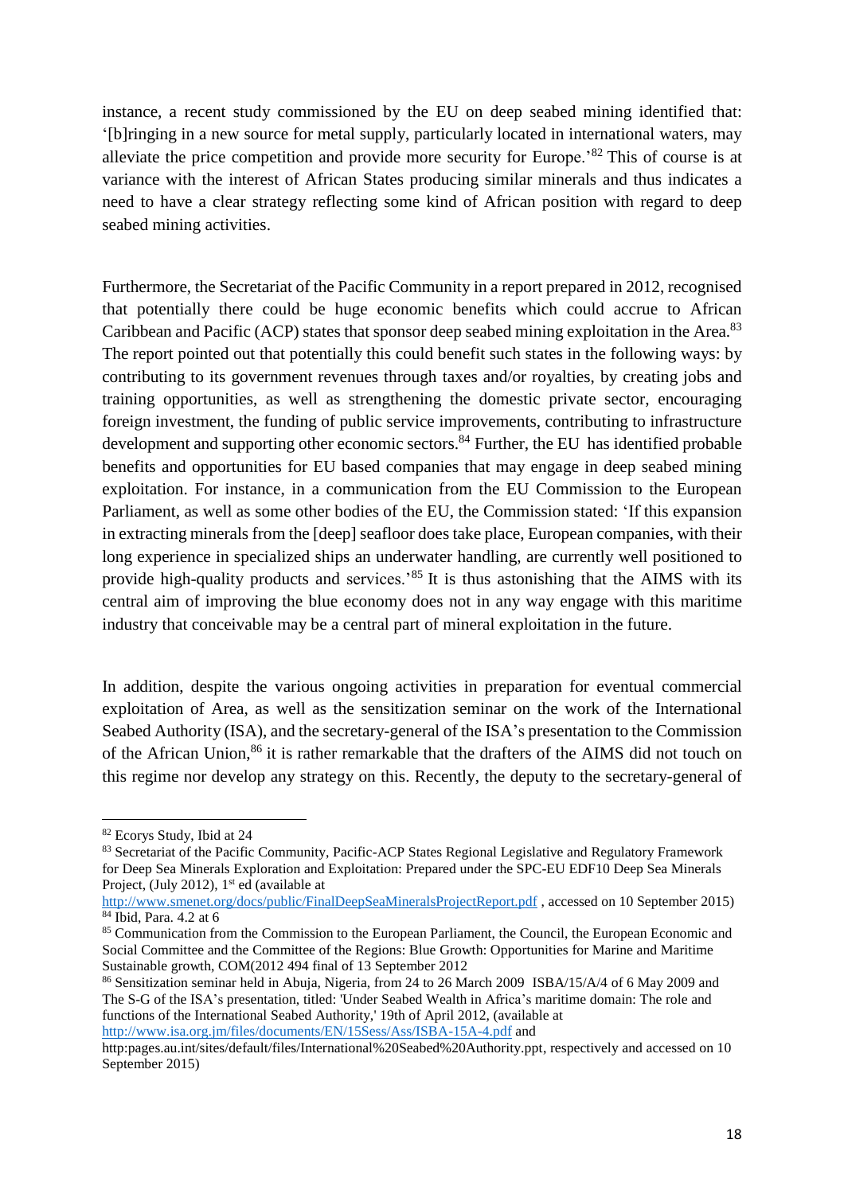instance, a recent study commissioned by the EU on deep seabed mining identified that: '[b]ringing in a new source for metal supply, particularly located in international waters, may alleviate the price competition and provide more security for Europe.'[82] This of course is at variance with the interest of African States producing similar minerals and thus indicates a need to have a clear strategy reflecting some kind of African position with regard to deep seabed mining activities.

Furthermore, the Secretariat of the Pacific Community in a report prepared in 2012, recognised that potentially there could be huge economic benefits which could accrue to African Caribbean and Pacific (ACP) states that sponsor deep seabed mining exploitation in the Area.[83] The report pointed out that potentially this could benefit such states in the following ways: by contributing to its government revenues through taxes and/or royalties, by creating jobs and training opportunities, as well as strengthening the domestic private sector, encouraging foreign investment, the funding of public service improvements, contributing to infrastructure development and supporting other economic sectors.[84] Further, the EU has identified probable benefits and opportunities for EU based companies that may engage in deep seabed mining exploitation. For instance, in a communication from the EU Commission to the European Parliament, as well as some other bodies of the EU, the Commission stated: 'If this expansion in extracting minerals from the [deep] seafloor does take place, European companies, with their long experience in specialized ships an underwater handling, are currently well positioned to provide high-quality products and services.'[85] It is thus astonishing that the AIMS with its central aim of improving the blue economy does not in any way engage with this maritime industry that conceivable may be a central part of mineral exploitation in the future.

In addition, despite the various ongoing activities in preparation for eventual commercial exploitation of Area, as well as the sensitization seminar on the work of the International Seabed Authority (ISA), and the secretary-general of the ISA's presentation to the Commission of the African Union,[86] it is rather remarkable that the drafters of the AIMS did not touch on this regime nor develop any strategy on this. Recently, the deputy to the secretary-general of

---

[82] Ecorys Study, Ibid at 24

[83] Secretariat of the Pacific Community, Pacific-ACP States Regional Legislative and Regulatory Framework for Deep Sea Minerals Exploration and Exploitation: Prepared under the SPC-EU EDF10 Deep Sea Minerals Project, (July 2012), 1st ed (available at http://www.smenet.org/docs/public/FinalDeepSeaMineralsProjectReport.pdf , accessed on 10 September 2015)

[84] Ibid, Para. 4.2 at 6

[85] Communication from the Commission to the European Parliament, the Council, the European Economic and Social Committee and the Committee of the Regions: Blue Growth: Opportunities for Marine and Maritime Sustainable growth, COM(2012 494 final of 13 September 2012

[86] Sensitization seminar held in Abuja, Nigeria, from 24 to 26 March 2009 ISBA/15/A/4 of 6 May 2009 and The S-G of the ISA's presentation, titled: 'Under Seabed Wealth in Africa's maritime domain: The role and functions of the International Seabed Authority,' 19th of April 2012, (available at http://www.isa.org.jm/files/documents/EN/15Sess/Ass/ISBA-15A-4.pdf and http:pages.au.int/sites/default/files/International%20Seabed%20Authority.ppt, respectively and accessed on 10 September 2015)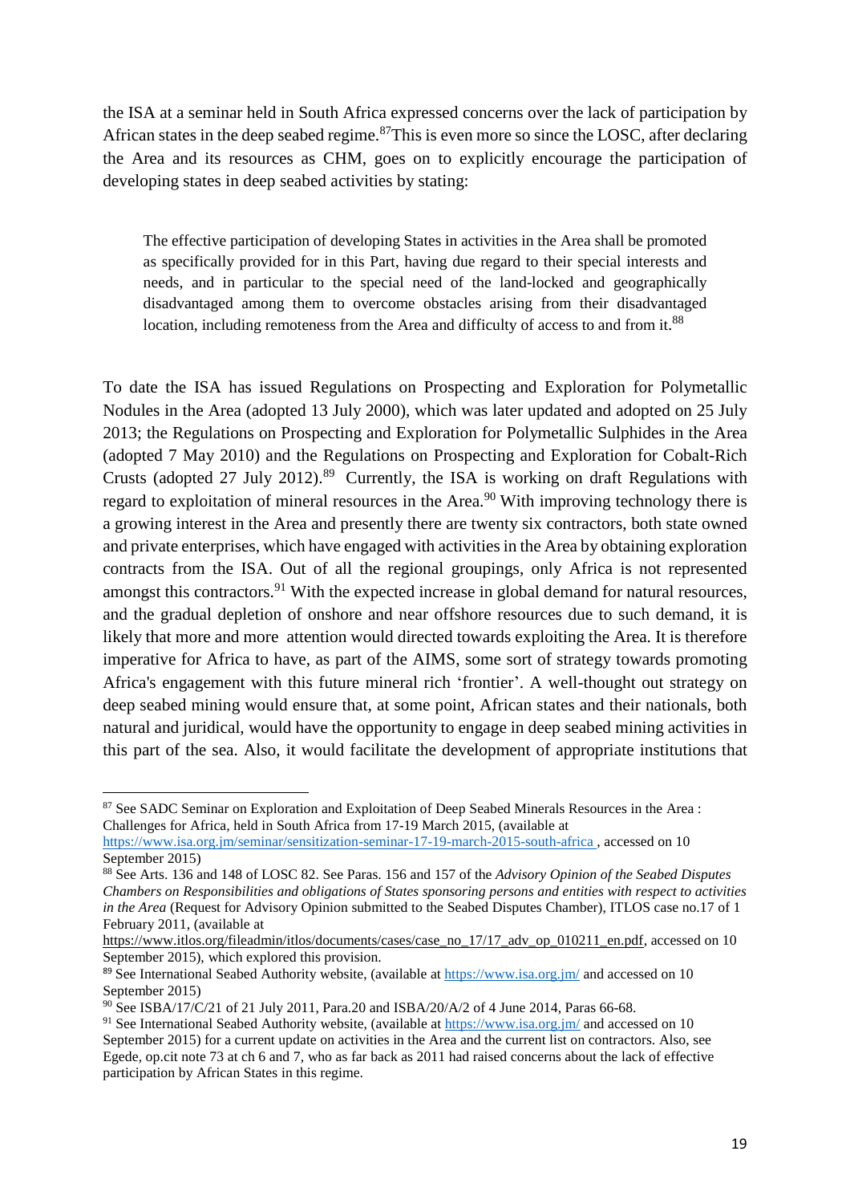the ISA at a seminar held in South Africa expressed concerns over the lack of participation by African states in the deep seabed regime.[87]This is even more so since the LOSC, after declaring the Area and its resources as CHM, goes on to explicitly encourage the participation of developing states in deep seabed activities by stating:

> The effective participation of developing States in activities in the Area shall be promoted as specifically provided for in this Part, having due regard to their special interests and needs, and in particular to the special need of the land-locked and geographically disadvantaged among them to overcome obstacles arising from their disadvantaged location, including remoteness from the Area and difficulty of access to and from it.[88]

To date the ISA has issued Regulations on Prospecting and Exploration for Polymetallic Nodules in the Area (adopted 13 July 2000), which was later updated and adopted on 25 July 2013; the Regulations on Prospecting and Exploration for Polymetallic Sulphides in the Area (adopted 7 May 2010) and the Regulations on Prospecting and Exploration for Cobalt-Rich Crusts (adopted 27 July 2012).[89] Currently, the ISA is working on draft Regulations with regard to exploitation of mineral resources in the Area.[90] With improving technology there is a growing interest in the Area and presently there are twenty six contractors, both state owned and private enterprises, which have engaged with activities in the Area by obtaining exploration contracts from the ISA. Out of all the regional groupings, only Africa is not represented amongst this contractors.[91] With the expected increase in global demand for natural resources, and the gradual depletion of onshore and near offshore resources due to such demand, it is likely that more and more attention would directed towards exploiting the Area. It is therefore imperative for Africa to have, as part of the AIMS, some sort of strategy towards promoting Africa's engagement with this future mineral rich 'frontier'. A well-thought out strategy on deep seabed mining would ensure that, at some point, African states and their nationals, both natural and juridical, would have the opportunity to engage in deep seabed mining activities in this part of the sea. Also, it would facilitate the development of appropriate institutions that

---

[87] See SADC Seminar on Exploration and Exploitation of Deep Seabed Minerals Resources in the Area : Challenges for Africa, held in South Africa from 17-19 March 2015, (available at https://www.isa.org.jm/seminar/sensitization-seminar-17-19-march-2015-south-africa , accessed on 10 September 2015)

[88] See Arts. 136 and 148 of LOSC 82. See Paras. 156 and 157 of the *Advisory Opinion of the Seabed Disputes Chambers on Responsibilities and obligations of States sponsoring persons and entities with respect to activities in the Area* (Request for Advisory Opinion submitted to the Seabed Disputes Chamber), ITLOS case no.17 of 1 February 2011, (available at https://www.itlos.org/fileadmin/itlos/documents/cases/case_no_17/17_adv_op_010211_en.pdf, accessed on 10 September 2015), which explored this provision.

[89] See International Seabed Authority website, (available at https://www.isa.org.jm/ and accessed on 10 September 2015)

[90] See ISBA/17/C/21 of 21 July 2011, Para.20 and ISBA/20/A/2 of 4 June 2014, Paras 66-68.

[91] See International Seabed Authority website, (available at https://www.isa.org.jm/ and accessed on 10 September 2015) for a current update on activities in the Area and the current list on contractors. Also, see Egede, op.cit note 73 at ch 6 and 7, who as far back as 2011 had raised concerns about the lack of effective participation by African States in this regime.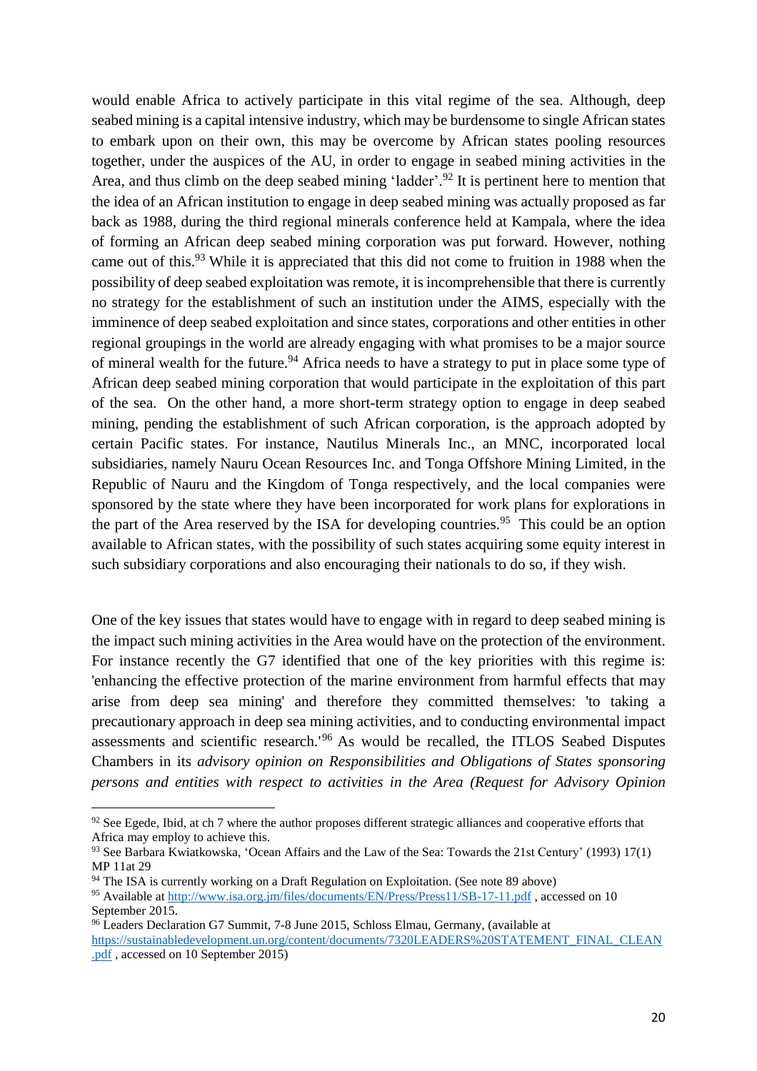would enable Africa to actively participate in this vital regime of the sea. Although, deep seabed mining is a capital intensive industry, which may be burdensome to single African states to embark upon on their own, this may be overcome by African states pooling resources together, under the auspices of the AU, in order to engage in seabed mining activities in the Area, and thus climb on the deep seabed mining 'ladder'.[92] It is pertinent here to mention that the idea of an African institution to engage in deep seabed mining was actually proposed as far back as 1988, during the third regional minerals conference held at Kampala, where the idea of forming an African deep seabed mining corporation was put forward. However, nothing came out of this.[93] While it is appreciated that this did not come to fruition in 1988 when the possibility of deep seabed exploitation was remote, it is incomprehensible that there is currently no strategy for the establishment of such an institution under the AIMS, especially with the imminence of deep seabed exploitation and since states, corporations and other entities in other regional groupings in the world are already engaging with what promises to be a major source of mineral wealth for the future.[94] Africa needs to have a strategy to put in place some type of African deep seabed mining corporation that would participate in the exploitation of this part of the sea. On the other hand, a more short-term strategy option to engage in deep seabed mining, pending the establishment of such African corporation, is the approach adopted by certain Pacific states. For instance, Nautilus Minerals Inc., an MNC, incorporated local subsidiaries, namely Nauru Ocean Resources Inc. and Tonga Offshore Mining Limited, in the Republic of Nauru and the Kingdom of Tonga respectively, and the local companies were sponsored by the state where they have been incorporated for work plans for explorations in the part of the Area reserved by the ISA for developing countries.[95] This could be an option available to African states, with the possibility of such states acquiring some equity interest in such subsidiary corporations and also encouraging their nationals to do so, if they wish.

One of the key issues that states would have to engage with in regard to deep seabed mining is the impact such mining activities in the Area would have on the protection of the environment. For instance recently the G7 identified that one of the key priorities with this regime is: 'enhancing the effective protection of the marine environment from harmful effects that may arise from deep sea mining' and therefore they committed themselves: 'to taking a precautionary approach in deep sea mining activities, and to conducting environmental impact assessments and scientific research.'[96] As would be recalled, the ITLOS Seabed Disputes Chambers in its *advisory opinion on Responsibilities and Obligations of States sponsoring persons and entities with respect to activities in the Area (Request for Advisory Opinion*

---

[92] See Egede, Ibid, at ch 7 where the author proposes different strategic alliances and cooperative efforts that Africa may employ to achieve this.

[93] See Barbara Kwiatkowska, 'Ocean Affairs and the Law of the Sea: Towards the 21st Century' (1993) 17(1) MP 11at 29

[94] The ISA is currently working on a Draft Regulation on Exploitation. (See note 89 above)

[95] Available at http://www.isa.org.jm/files/documents/EN/Press/Press11/SB-17-11.pdf , accessed on 10 September 2015.

[96] Leaders Declaration G7 Summit, 7-8 June 2015, Schloss Elmau, Germany, (available at https://sustainabledevelopment.un.org/content/documents/7320LEADERS%20STATEMENT_FINAL_CLEAN.pdf , accessed on 10 September 2015)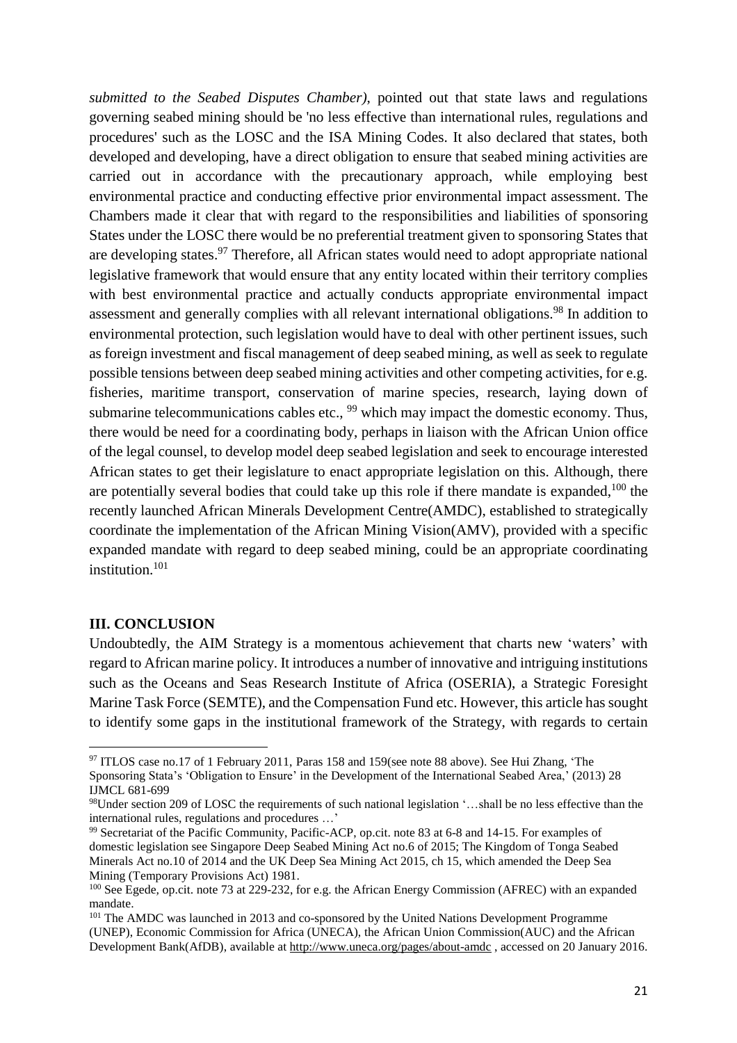*submitted to the Seabed Disputes Chamber)*, pointed out that state laws and regulations governing seabed mining should be 'no less effective than international rules, regulations and procedures' such as the LOSC and the ISA Mining Codes. It also declared that states, both developed and developing, have a direct obligation to ensure that seabed mining activities are carried out in accordance with the precautionary approach, while employing best environmental practice and conducting effective prior environmental impact assessment. The Chambers made it clear that with regard to the responsibilities and liabilities of sponsoring States under the LOSC there would be no preferential treatment given to sponsoring States that are developing states.[97] Therefore, all African states would need to adopt appropriate national legislative framework that would ensure that any entity located within their territory complies with best environmental practice and actually conducts appropriate environmental impact assessment and generally complies with all relevant international obligations.[98] In addition to environmental protection, such legislation would have to deal with other pertinent issues, such as foreign investment and fiscal management of deep seabed mining, as well as seek to regulate possible tensions between deep seabed mining activities and other competing activities, for e.g. fisheries, maritime transport, conservation of marine species, research, laying down of submarine telecommunications cables etc., [99] which may impact the domestic economy. Thus, there would be need for a coordinating body, perhaps in liaison with the African Union office of the legal counsel, to develop model deep seabed legislation and seek to encourage interested African states to get their legislature to enact appropriate legislation on this. Although, there are potentially several bodies that could take up this role if there mandate is expanded,[100] the recently launched African Minerals Development Centre(AMDC), established to strategically coordinate the implementation of the African Mining Vision(AMV), provided with a specific expanded mandate with regard to deep seabed mining, could be an appropriate coordinating institution.[101]

## III. CONCLUSION

Undoubtedly, the AIM Strategy is a momentous achievement that charts new 'waters' with regard to African marine policy. It introduces a number of innovative and intriguing institutions such as the Oceans and Seas Research Institute of Africa (OSERIA), a Strategic Foresight Marine Task Force (SEMTE), and the Compensation Fund etc. However, this article has sought to identify some gaps in the institutional framework of the Strategy, with regards to certain

---

[97] ITLOS case no.17 of 1 February 2011, Paras 158 and 159(see note 88 above). See Hui Zhang, 'The Sponsoring Stata's 'Obligation to Ensure' in the Development of the International Seabed Area,' (2013) 28 IJMCL 681-699

[98] Under section 209 of LOSC the requirements of such national legislation '…shall be no less effective than the international rules, regulations and procedures …'

[99] Secretariat of the Pacific Community, Pacific-ACP, op.cit. note 83 at 6-8 and 14-15. For examples of domestic legislation see Singapore Deep Seabed Mining Act no.6 of 2015; The Kingdom of Tonga Seabed Minerals Act no.10 of 2014 and the UK Deep Sea Mining Act 2015, ch 15, which amended the Deep Sea Mining (Temporary Provisions Act) 1981.

[100] See Egede, op.cit. note 73 at 229-232, for e.g. the African Energy Commission (AFREC) with an expanded mandate.

[101] The AMDC was launched in 2013 and co-sponsored by the United Nations Development Programme (UNEP), Economic Commission for Africa (UNECA), the African Union Commission(AUC) and the African Development Bank(AfDB), available at http://www.uneca.org/pages/about-amdc , accessed on 20 January 2016.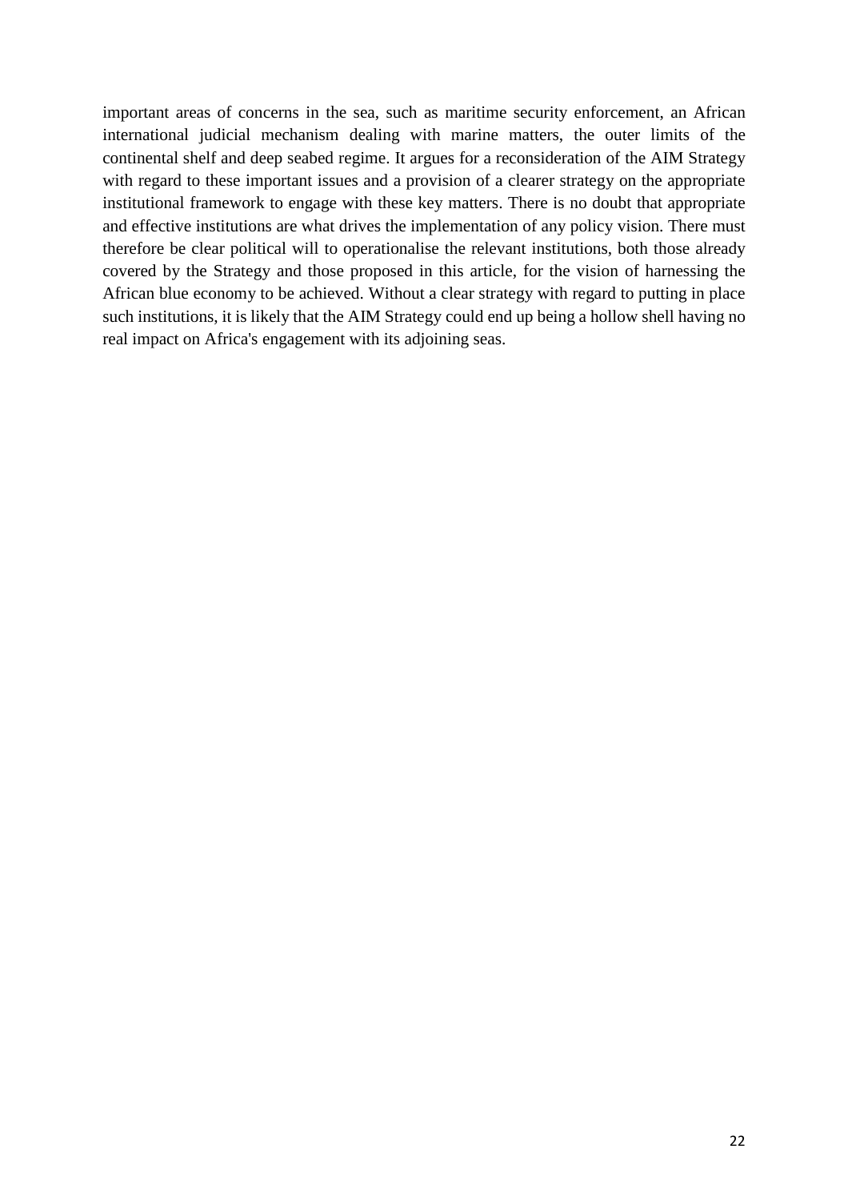important areas of concerns in the sea, such as maritime security enforcement, an African international judicial mechanism dealing with marine matters, the outer limits of the continental shelf and deep seabed regime. It argues for a reconsideration of the AIM Strategy with regard to these important issues and a provision of a clearer strategy on the appropriate institutional framework to engage with these key matters. There is no doubt that appropriate and effective institutions are what drives the implementation of any policy vision. There must therefore be clear political will to operationalise the relevant institutions, both those already covered by the Strategy and those proposed in this article, for the vision of harnessing the African blue economy to be achieved. Without a clear strategy with regard to putting in place such institutions, it is likely that the AIM Strategy could end up being a hollow shell having no real impact on Africa's engagement with its adjoining seas.